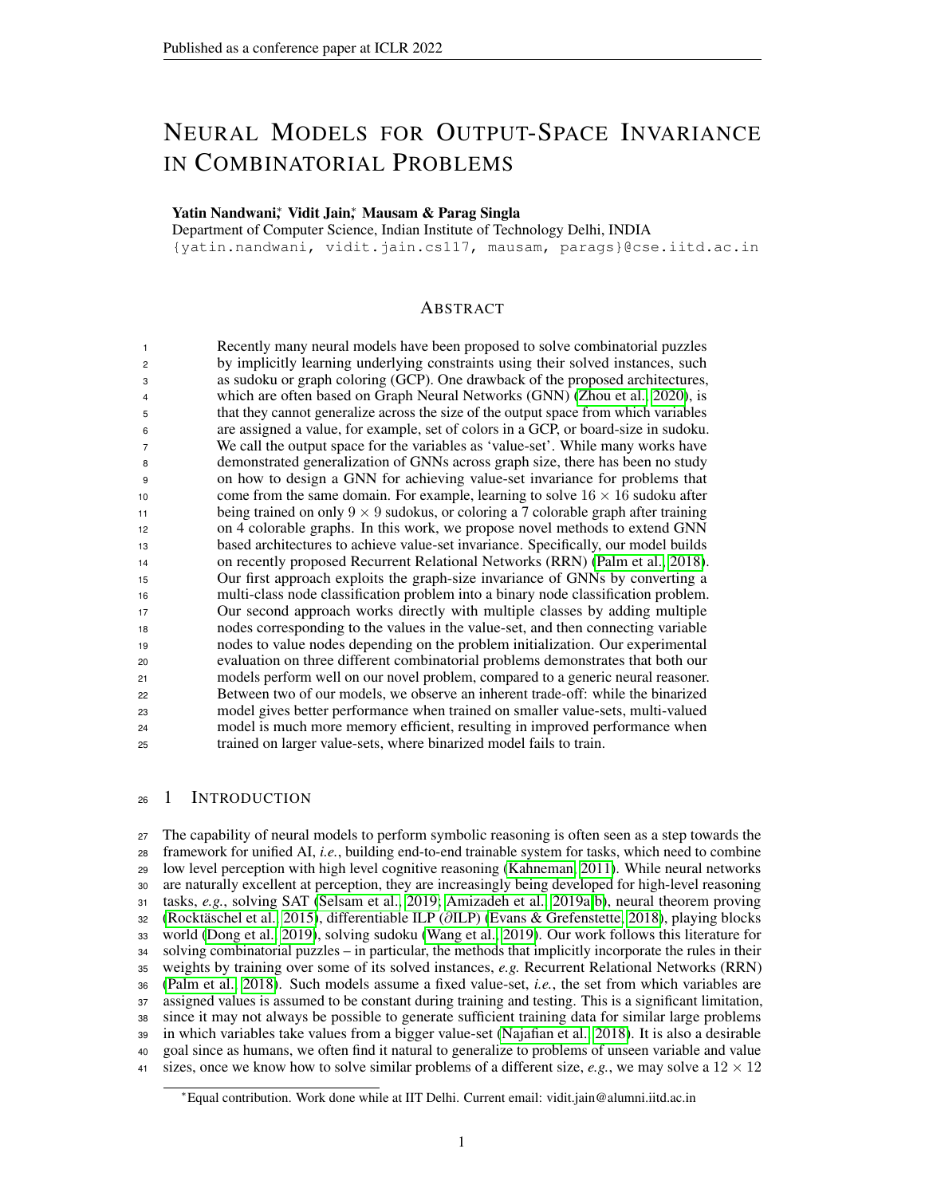# NEURAL MODELS FOR OUTPUT-SPACE INVARIANCE IN COMBINATORIAL PROBLEMS

**Yatin Nandwani[*], Vidit Jain[*], Mausam & Parag Singla**
Department of Computer Science, Indian Institute of Technology Delhi, INDIA
{yatin.nandwani, vidit.jain.cs117, mausam, parags}@cse.iitd.ac.in

## ABSTRACT

Recently many neural models have been proposed to solve combinatorial puzzles by implicitly learning underlying constraints using their solved instances, such as sudoku or graph coloring (GCP). One drawback of the proposed architectures, which are often based on Graph Neural Networks (GNN) (Zhou et al., 2020), is that they cannot generalize across the size of the output space from which variables are assigned a value, for example, set of colors in a GCP, or board-size in sudoku. We call the output space for the variables as 'value-set'. While many works have demonstrated generalization of GNNs across graph size, there has been no study on how to design a GNN for achieving value-set invariance for problems that come from the same domain. For example, learning to solve $16 \times 16$ sudoku after being trained on only $9 \times 9$ sudokus, or coloring a 7 colorable graph after training on 4 colorable graphs. In this work, we propose novel methods to extend GNN based architectures to achieve value-set invariance. Specifically, our model builds on recently proposed Recurrent Relational Networks (RRN) (Palm et al., 2018). Our first approach exploits the graph-size invariance of GNNs by converting a multi-class node classification problem into a binary node classification problem. Our second approach works directly with multiple classes by adding multiple nodes corresponding to the values in the value-set, and then connecting variable nodes to value nodes depending on the problem initialization. Our experimental evaluation on three different combinatorial problems demonstrates that both our models perform well on our novel problem, compared to a generic neural reasoner. Between two of our models, we observe an inherent trade-off: while the binarized model gives better performance when trained on smaller value-sets, multi-valued model is much more memory efficient, resulting in improved performance when trained on larger value-sets, where binarized model fails to train.

## 1 INTRODUCTION

The capability of neural models to perform symbolic reasoning is often seen as a step towards the framework for unified AI, *i.e.*, building end-to-end trainable system for tasks, which need to combine low level perception with high level cognitive reasoning (Kahneman, 2011). While neural networks are naturally excellent at perception, they are increasingly being developed for high-level reasoning tasks, *e.g.*, solving SAT (Selsam et al., 2019; Amizadeh et al., 2019a;b), neural theorem proving (Rocktäschel et al., 2015), differentiable ILP ($\partial$ILP) (Evans & Grefenstette, 2018), playing blocks world (Dong et al., 2019), solving sudoku (Wang et al., 2019). Our work follows this literature for solving combinatorial puzzles – in particular, the methods that implicitly incorporate the rules in their weights by training over some of its solved instances, *e.g.* Recurrent Relational Networks (RRN) (Palm et al., 2018). Such models assume a fixed value-set, *i.e.*, the set from which variables are assigned values is assumed to be constant during training and testing. This is a significant limitation, since it may not always be possible to generate sufficient training data for similar large problems in which variables take values from a bigger value-set (Najafian et al., 2018). It is also a desirable goal since as humans, we often find it natural to generalize to problems of unseen variable and value sizes, once we know how to solve similar problems of a different size, *e.g.*, we may solve a $12 \times 12$

[*]Equal contribution. Work done while at IIT Delhi. Current email: vidit.jain@alumni.iitd.ac.in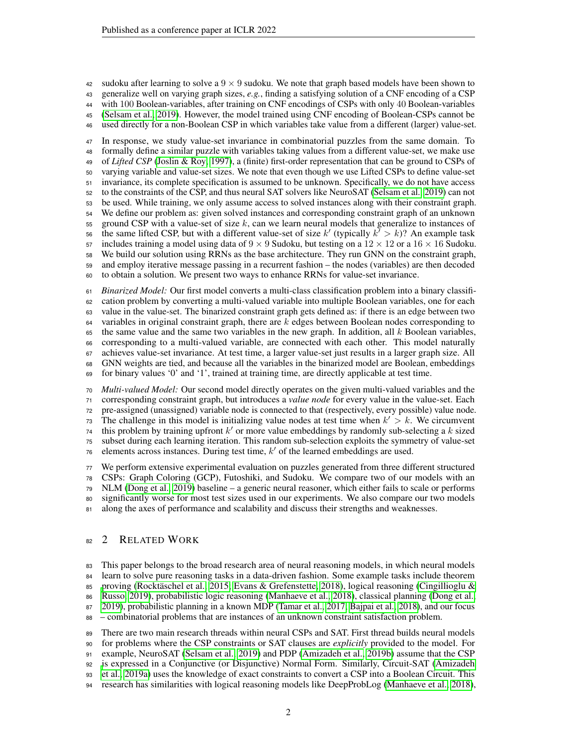sudoku after learning to solve a $9 \times 9$ sudoku. We note that graph based models have been shown to generalize well on varying graph sizes, *e.g.*, finding a satisfying solution of a CNF encoding of a CSP with 100 Boolean-variables, after training on CNF encodings of CSPs with only 40 Boolean-variables (Selsam et al., 2019). However, the model trained using CNF encoding of Boolean-CSPs cannot be used directly for a non-Boolean CSP in which variables take value from a different (larger) value-set.

In response, we study value-set invariance in combinatorial puzzles from the same domain. To formally define a similar puzzle with variables taking values from a different value-set, we make use of *Lifted CSP* (Joslin & Roy, 1997), a (finite) first-order representation that can be ground to CSPs of varying variable and value-set sizes. We note that even though we use Lifted CSPs to define value-set invariance, its complete specification is assumed to be unknown. Specifically, we do not have access to the constraints of the CSP, and thus neural SAT solvers like NeuroSAT (Selsam et al., 2019) can not be used. While training, we only assume access to solved instances along with their constraint graph. We define our problem as: given solved instances and corresponding constraint graph of an unknown ground CSP with a value-set of size $k$, can we learn neural models that generalize to instances of the same lifted CSP, but with a different value-set of size $k'$ (typically $k' > k$)? An example task includes training a model using data of $9 \times 9$ Sudoku, but testing on a $12 \times 12$ or a $16 \times 16$ Sudoku. We build our solution using RRNs as the base architecture. They run GNN on the constraint graph, and employ iterative message passing in a recurrent fashion – the nodes (variables) are then decoded to obtain a solution. We present two ways to enhance RRNs for value-set invariance.

*Binarized Model:* Our first model converts a multi-class classification problem into a binary classification problem by converting a multi-valued variable into multiple Boolean variables, one for each value in the value-set. The binarized constraint graph gets defined as: if there is an edge between two variables in original constraint graph, there are $k$ edges between Boolean nodes corresponding to the same value and the same two variables in the new graph. In addition, all $k$ Boolean variables, corresponding to a multi-valued variable, are connected with each other. This model naturally achieves value-set invariance. At test time, a larger value-set just results in a larger graph size. All GNN weights are tied, and because all the variables in the binarized model are Boolean, embeddings for binary values '0' and '1', trained at training time, are directly applicable at test time.

*Multi-valued Model:* Our second model directly operates on the given multi-valued variables and the corresponding constraint graph, but introduces a *value node* for every value in the value-set. Each pre-assigned (unassigned) variable node is connected to that (respectively, every possible) value node. The challenge in this model is initializing value nodes at test time when $k' > k$. We circumvent this problem by training upfront $k'$ or more value embeddings by randomly sub-selecting a $k$ sized subset during each learning iteration. This random sub-selection exploits the symmetry of value-set elements across instances. During test time, $k'$ of the learned embeddings are used.

We perform extensive experimental evaluation on puzzles generated from three different structured CSPs: Graph Coloring (GCP), Futoshiki, and Sudoku. We compare two of our models with an NLM (Dong et al., 2019) baseline – a generic neural reasoner, which either fails to scale or performs significantly worse for most test sizes used in our experiments. We also compare our two models along the axes of performance and scalability and discuss their strengths and weaknesses.

## 2 Related Work

This paper belongs to the broad research area of neural reasoning models, in which neural models learn to solve pure reasoning tasks in a data-driven fashion. Some example tasks include theorem proving (Rocktäschel et al., 2015; Evans & Grefenstette, 2018), logical reasoning (Cingillioglu & Russo, 2019), probabilistic logic reasoning (Manhaeve et al., 2018), classical planning (Dong et al., 2019), probabilistic planning in a known MDP (Tamar et al., 2017; Bajpai et al., 2018), and our focus – combinatorial problems that are instances of an unknown constraint satisfaction problem.

There are two main research threads within neural CSPs and SAT. First thread builds neural models for problems where the CSP constraints or SAT clauses are *explicitly* provided to the model. For example, NeuroSAT (Selsam et al., 2019) and PDP (Amizadeh et al., 2019b) assume that the CSP is expressed in a Conjunctive (or Disjunctive) Normal Form. Similarly, Circuit-SAT (Amizadeh et al., 2019a) uses the knowledge of exact constraints to convert a CSP into a Boolean Circuit. This research has similarities with logical reasoning models like DeepProbLog (Manhaeve et al., 2018),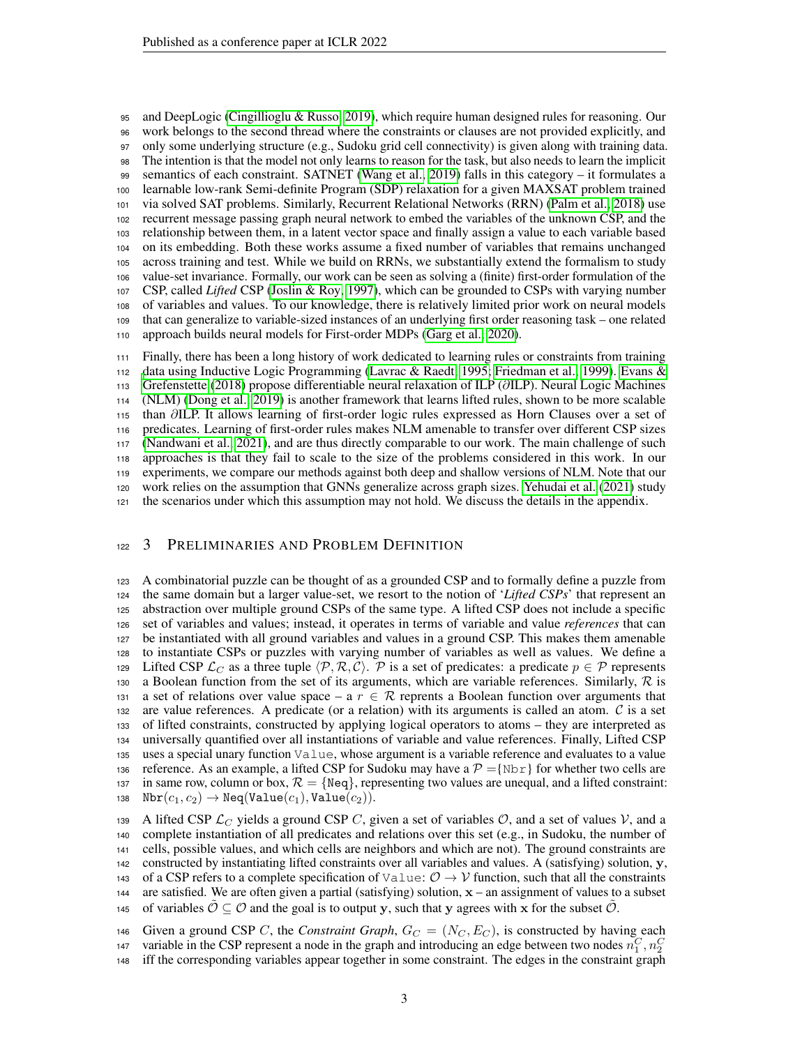and DeepLogic (Cingillioglu & Russo, 2019), which require human designed rules for reasoning. Our work belongs to the second thread where the constraints or clauses are not provided explicitly, and only some underlying structure (e.g., Sudoku grid cell connectivity) is given along with training data. The intention is that the model not only learns to reason for the task, but also needs to learn the implicit semantics of each constraint. SATNET (Wang et al., 2019) falls in this category – it formulates a learnable low-rank Semi-definite Program (SDP) relaxation for a given MAXSAT problem trained via solved SAT problems. Similarly, Recurrent Relational Networks (RRN) (Palm et al., 2018) use recurrent message passing graph neural network to embed the variables of the unknown CSP, and the relationship between them, in a latent vector space and finally assign a value to each variable based on its embedding. Both these works assume a fixed number of variables that remains unchanged across training and test. While we build on RRNs, we substantially extend the formalism to study value-set invariance. Formally, our work can be seen as solving a (finite) first-order formulation of the CSP, called *Lifted* CSP (Joslin & Roy, 1997), which can be grounded to CSPs with varying number of variables and values. To our knowledge, there is relatively limited prior work on neural models that can generalize to variable-sized instances of an underlying first order reasoning task – one related approach builds neural models for First-order MDPs (Garg et al., 2020).

Finally, there has been a long history of work dedicated to learning rules or constraints from training data using Inductive Logic Programming (Lavrac & Raedt, 1995; Friedman et al., 1999). Evans & Grefenstette (2018) propose differentiable neural relaxation of ILP ($\partial$ILP). Neural Logic Machines (NLM) (Dong et al., 2019) is another framework that learns lifted rules, shown to be more scalable than $\partial$ILP. It allows learning of first-order logic rules expressed as Horn Clauses over a set of predicates. Learning of first-order rules makes NLM amenable to transfer over different CSP sizes (Nandwani et al., 2021), and are thus directly comparable to our work. The main challenge of such approaches is that they fail to scale to the size of the problems considered in this work. In our experiments, we compare our methods against both deep and shallow versions of NLM. Note that our work relies on the assumption that GNNs generalize across graph sizes. Yehudai et al. (2021) study the scenarios under which this assumption may not hold. We discuss the details in the appendix.

# 3 Preliminaries and Problem Definition

A combinatorial puzzle can be thought of as a grounded CSP and to formally define a puzzle from the same domain but a larger value-set, we resort to the notion of '*Lifted CSPs*' that represent an abstraction over multiple ground CSPs of the same type. A lifted CSP does not include a specific set of variables and values; instead, it operates in terms of variable and value *references* that can be instantiated with all ground variables and values in a ground CSP. This makes them amenable to instantiate CSPs or puzzles with varying number of variables as well as values. We define a Lifted CSP $\mathcal{L}_C$ as a three tuple $\langle \mathcal{P}, \mathcal{R}, \mathcal{C} \rangle$. $\mathcal{P}$ is a set of predicates: a predicate $p \in \mathcal{P}$ represents a Boolean function from the set of its arguments, which are variable references. Similarly, $\mathcal{R}$ is a set of relations over value space – a $r \in \mathcal{R}$ reprents a Boolean function over arguments that are value references. A predicate (or a relation) with its arguments is called an atom. $\mathcal{C}$ is a set of lifted constraints, constructed by applying logical operators to atoms – they are interpreted as universally quantified over all instantiations of variable and value references. Finally, Lifted CSP uses a special unary function $\texttt{Value}$, whose argument is a variable reference and evaluates to a value reference. As an example, a lifted CSP for Sudoku may have a $\mathcal{P} = \{\texttt{Nbr}\}$ for whether two cells are in same row, column or box, $\mathcal{R} = \{\texttt{Neq}\}$, representing two values are unequal, and a lifted constraint: $\texttt{Nbr}(c_1, c_2) \rightarrow \texttt{Neq}(\texttt{Value}(c_1), \texttt{Value}(c_2))$.

A lifted CSP $\mathcal{L}_C$ yields a ground CSP $C$, given a set of variables $\mathcal{O}$, and a set of values $\mathcal{V}$, and a complete instantiation of all predicates and relations over this set (e.g., in Sudoku, the number of cells, possible values, and which cells are neighbors and which are not). The ground constraints are constructed by instantiating lifted constraints over all variables and values. A (satisfying) solution, $\mathbf{y}$, of a CSP refers to a complete specification of $\texttt{Value}: \mathcal{O} \rightarrow \mathcal{V}$ function, such that all the constraints are satisfied. We are often given a partial (satisfying) solution, $\mathbf{x}$ – an assignment of values to a subset of variables $\tilde{\mathcal{O}} \subseteq \mathcal{O}$ and the goal is to output $\mathbf{y}$, such that $\mathbf{y}$ agrees with $\mathbf{x}$ for the subset $\tilde{\mathcal{O}}$.

Given a ground CSP $C$, the *Constraint Graph*, $G_C = (N_C, E_C)$, is constructed by having each variable in the CSP represent a node in the graph and introducing an edge between two nodes $n_1^C, n_2^C$ iff the corresponding variables appear together in some constraint. The edges in the constraint graph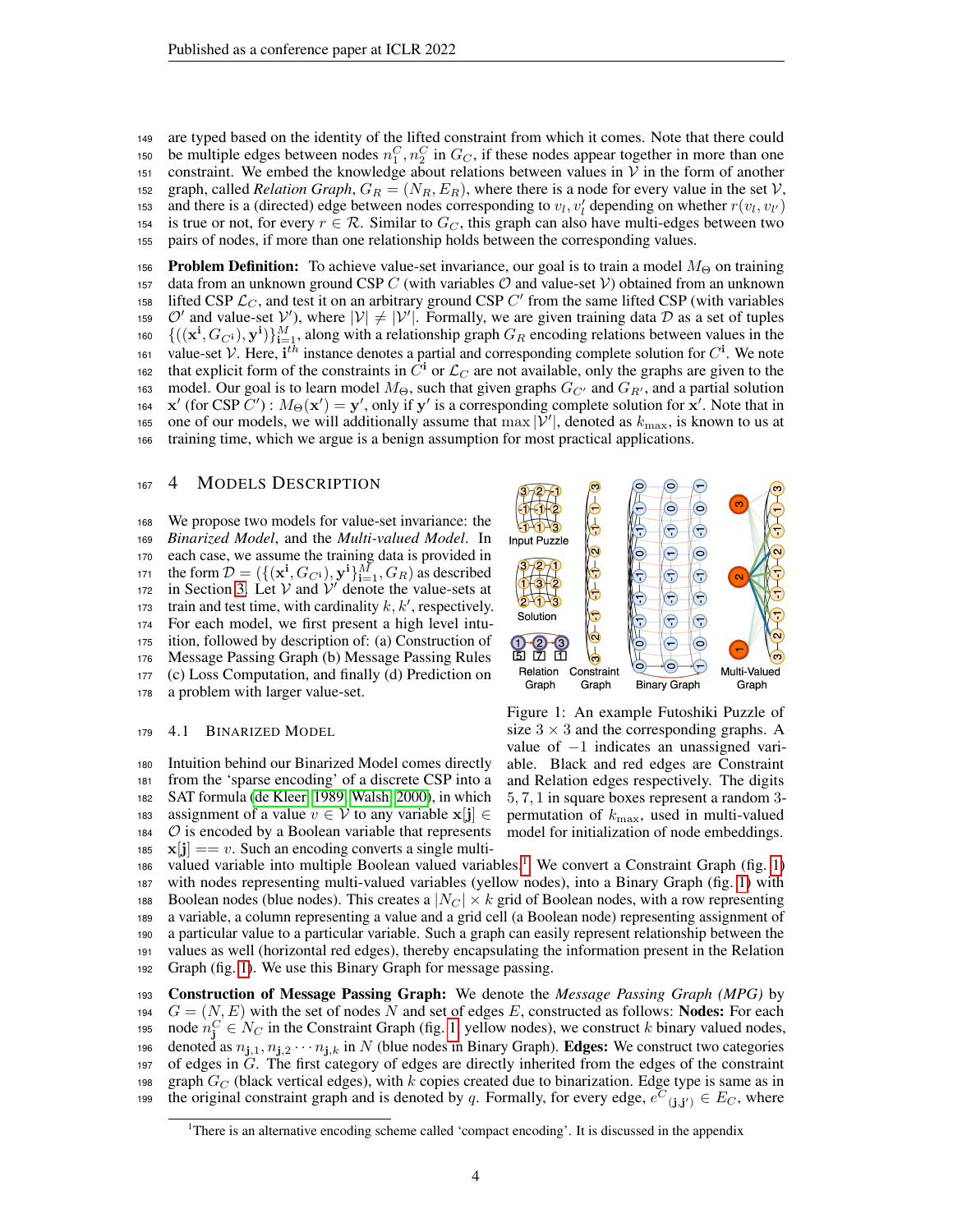are typed based on the identity of the lifted constraint from which it comes. Note that there could be multiple edges between nodes $n_1^C, n_2^C$ in $G_C$, if these nodes appear together in more than one constraint. We embed the knowledge about relations between values in $\mathcal{V}$ in the form of another graph, called *Relation Graph*, $G_R = (N_R, E_R)$, where there is a node for every value in the set $\mathcal{V}$, and there is a (directed) edge between nodes corresponding to $v_l, v_l'$ depending on whether $r(v_l, v_{l'})$ is true or not, for every $r \in \mathcal{R}$. Similar to $G_C$, this graph can also have multi-edges between two pairs of nodes, if more than one relationship holds between the corresponding values.

**Problem Definition:** To achieve value-set invariance, our goal is to train a model $M_\Theta$ on training data from an unknown ground CSP $C$ (with variables $\mathcal{O}$ and value-set $\mathcal{V}$) obtained from an unknown lifted CSP $\mathcal{L}_C$, and test it on an arbitrary ground CSP $C'$ from the same lifted CSP (with variables $\mathcal{O}'$ and value-set $\mathcal{V}'$), where $|\mathcal{V}| \neq |\mathcal{V}'|$. Formally, we are given training data $\mathcal{D}$ as a set of tuples $\{((\mathbf{x}^\mathbf{i}, G_{C^\mathbf{i}}), \mathbf{y}^\mathbf{i})\}_{\mathbf{i}=1}^M$, along with a relationship graph $G_R$ encoding relations between values in the value-set $\mathcal{V}$. Here, $\mathbf{i}^{th}$ instance denotes a partial and corresponding complete solution for $C^\mathbf{i}$. We note that explicit form of the constraints in $C^\mathbf{i}$ or $\mathcal{L}_C$ are not available, only the graphs are given to the model. Our goal is to learn model $M_\Theta$, such that given graphs $G_{C'}$ and $G_{R'}$, and a partial solution $\mathbf{x}'$ (for CSP $C'$) : $M_\Theta(\mathbf{x}') = \mathbf{y}'$, only if $\mathbf{y}'$ is a corresponding complete solution for $\mathbf{x}'$. Note that in one of our models, we will additionally assume that $\max |\mathcal{V}'|$, denoted as $k_{\max}$, is known to us at training time, which we argue is a benign assumption for most practical applications.

## 4 Models Description

We propose two models for value-set invariance: the *Binarized Model*, and the *Multi-valued Model*. In each case, we assume the training data is provided in the form $\mathcal{D} = (\{(\mathbf{x}^\mathbf{i}, G_{C^\mathbf{i}}), \mathbf{y}^\mathbf{i}\}_{\mathbf{i}=1}^M, G_R)$ as described in Section 3. Let $\mathcal{V}$ and $\mathcal{V}'$ denote the value-sets at train and test time, with cardinality $k, k'$, respectively. For each model, we first present a high level intuition, followed by description of: (a) Construction of Message Passing Graph (b) Message Passing Rules (c) Loss Computation, and finally (d) Prediction on a problem with larger value-set.

Figure 1: An example Futoshiki Puzzle of size $3 \times 3$ and the corresponding graphs. A value of $-1$ indicates an unassigned variable. Black and red edges are Constraint and Relation edges respectively. The digits 5, 7, 1 in square boxes represent a random 3-permutation of $k_{\max}$, used in multi-valued model for initialization of node embeddings.

### 4.1 Binarized Model

Intuition behind our Binarized Model comes directly from the 'sparse encoding' of a discrete CSP into a SAT formula (de Kleer, 1989; Walsh, 2000), in which assignment of a value $v \in \mathcal{V}$ to any variable $\mathbf{x}[\mathbf{j}] \in \mathcal{O}$ is encoded by a Boolean variable that represents $\mathbf{x}[\mathbf{j}] == v$. Such an encoding converts a single multi-valued variable into multiple Boolean valued variables.[1] We convert a Constraint Graph (fig. 1) with nodes representing multi-valued variables (yellow nodes), into a Binary Graph (fig. 1) with Boolean nodes (blue nodes). This creates a $|N_C| \times k$ grid of Boolean nodes, with a row representing a variable, a column representing a value and a grid cell (a Boolean node) representing assignment of a particular value to a particular variable. Such a graph can easily represent relationship between the values as well (horizontal red edges), thereby encapsulating the information present in the Relation Graph (fig. 1). We use this Binary Graph for message passing.

**Construction of Message Passing Graph:** We denote the *Message Passing Graph (MPG)* by $G = (N, E)$ with the set of nodes $N$ and set of edges $E$, constructed as follows: **Nodes:** For each node $n_\mathbf{j}^C \in N_C$ in the Constraint Graph (fig. 1 yellow nodes), we construct $k$ binary valued nodes, denoted as $n_{\mathbf{j},1}, n_{\mathbf{j},2} \cdots n_{\mathbf{j},k}$ in $N$ (blue nodes in Binary Graph). **Edges:** We construct two categories of edges in $G$. The first category of edges are directly inherited from the edges of the constraint graph $G_C$ (black vertical edges), with $k$ copies created due to binarization. Edge type is same as in the original constraint graph and is denoted by $q$. Formally, for every edge, $e^C_{(\mathbf{j},\mathbf{j}')} \in E_C$, where

[1] There is an alternative encoding scheme called 'compact encoding'. It is discussed in the appendix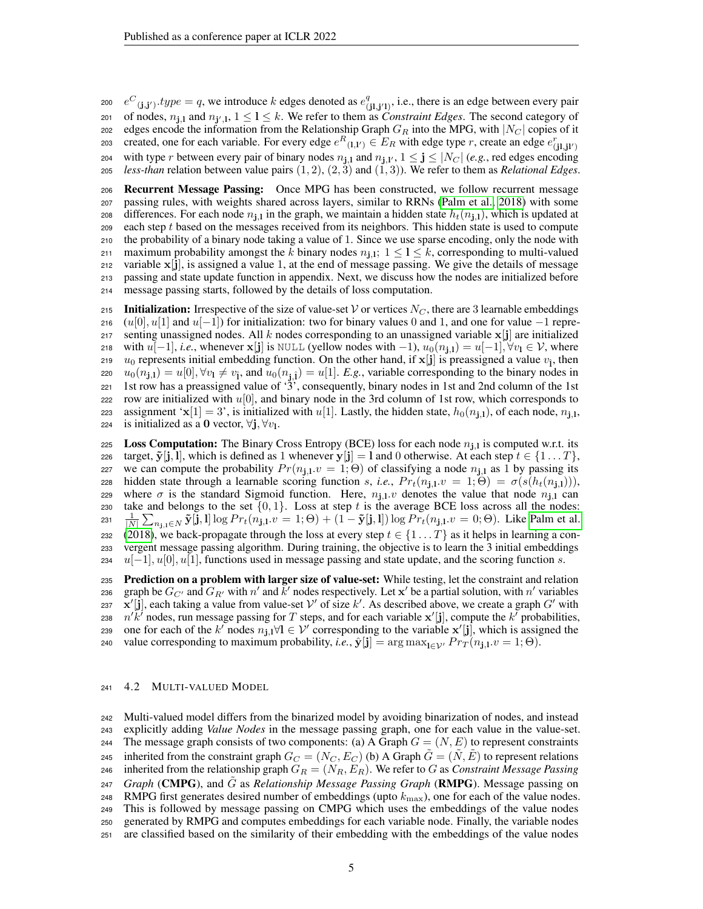$e^C{}_{(\mathbf{j},\mathbf{j}')}.type = q$, we introduce $k$ edges denoted as $e^q_{(\mathbf{j}\mathbf{l},\mathbf{j}'\mathbf{l})}$, i.e., there is an edge between every pair of nodes, $n_{\mathbf{j},\mathbf{l}}$ and $n_{\mathbf{j}',\mathbf{l}}$, $1 \le \mathbf{l} \le k$. We refer to them as *Constraint Edges*. The second category of edges encode the information from the Relationship Graph $G_R$ into the MPG, with $|N_C|$ copies of it created, one for each variable. For every edge $e^R{}_{(\mathbf{l},\mathbf{l}')} \in E_R$ with edge type $r$, create an edge $e^r_{(\mathbf{j}\mathbf{l},\mathbf{j}\mathbf{l}')}$ with type $r$ between every pair of binary nodes $n_{\mathbf{j},\mathbf{l}}$ and $n_{\mathbf{j},\mathbf{l}'}$, $1 \le \mathbf{j} \le |N_C|$ (*e.g.*, red edges encoding *less-than* relation between value pairs $(1, 2)$, $(2, 3)$ and $(1, 3)$). We refer to them as *Relational Edges*.

**Recurrent Message Passing:** Once MPG has been constructed, we follow recurrent message passing rules, with weights shared across layers, similar to RRNs (Palm et al., 2018) with some differences. For each node $n_{\mathbf{j},\mathbf{l}}$ in the graph, we maintain a hidden state $h_t(n_{\mathbf{j},\mathbf{l}})$, which is updated at each step $t$ based on the messages received from its neighbors. This hidden state is used to compute the probability of a binary node taking a value of 1. Since we use sparse encoding, only the node with maximum probability amongst the $k$ binary nodes $n_{\mathbf{j},\mathbf{l}}$; $1 \le \mathbf{l} \le k$, corresponding to multi-valued variable $\mathbf{x}[\mathbf{j}]$, is assigned a value 1, at the end of message passing. We give the details of message passing and state update function in appendix. Next, we discuss how the nodes are initialized before message passing starts, followed by the details of loss computation.

**Initialization:** Irrespective of the size of value-set $\mathcal{V}$ or vertices $N_C$, there are 3 learnable embeddings ($u[0]$, $u[1]$ and $u[-1]$) for initialization: two for binary values 0 and 1, and one for value $-1$ representing unassigned nodes. All $k$ nodes corresponding to an unassigned variable $\mathbf{x}[\mathbf{j}]$ are initialized with $u[-1]$, *i.e.*, whenever $\mathbf{x}[\mathbf{j}]$ is NULL (yellow nodes with $-1$), $u_0(n_{\mathbf{j},\mathbf{l}}) = u[-1], \forall v_\mathbf{l} \in \mathcal{V}$, where $u_0$ represents initial embedding function. On the other hand, if $\mathbf{x}[\mathbf{j}]$ is preassigned a value $v_{\hat{\mathbf{l}}}$, then $u_0(n_{\mathbf{j},\mathbf{l}}) = u[0], \forall v_\mathbf{l} \ne v_{\hat{\mathbf{l}}}$, and $u_0(n_{\mathbf{j},\hat{\mathbf{l}}}) = u[1]$. *E.g.*, variable corresponding to the binary nodes in 1st row has a preassigned value of '3', consequently, binary nodes in 1st and 2nd column of the 1st row are initialized with $u[0]$, and binary node in the 3rd column of 1st row, which corresponds to assignment '$\mathbf{x}[1] = 3$', is initialized with $u[1]$. Lastly, the hidden state, $h_0(n_{\mathbf{j},\mathbf{l}})$, of each node, $n_{\mathbf{j},\mathbf{l}}$, is initialized as a $\mathbf{0}$ vector, $\forall \mathbf{j}, \forall v_\mathbf{l}$.

**Loss Computation:** The Binary Cross Entropy (BCE) loss for each node $n_{\mathbf{j},\mathbf{l}}$ is computed w.r.t. its target, $\tilde{\mathbf{y}}[\mathbf{j},\mathbf{l}]$, which is defined as 1 whenever $\mathbf{y}[\mathbf{j}] = \mathbf{l}$ and 0 otherwise. At each step $t \in \{1 \ldots T\}$, we can compute the probability $Pr(n_{\mathbf{j},\mathbf{l}}.v = 1; \Theta)$ of classifying a node $n_{\mathbf{j},\mathbf{l}}$ as 1 by passing its hidden state through a learnable scoring function $s$, *i.e.*, $Pr_t(n_{\mathbf{j},\mathbf{l}}.v = 1; \Theta) = \sigma(s(h_t(n_{\mathbf{j},\mathbf{l}})))$, where $\sigma$ is the standard Sigmoid function. Here, $n_{\mathbf{j},\mathbf{l}}.v$ denotes the value that node $n_{\mathbf{j},\mathbf{l}}$ can take and belongs to the set $\{0, 1\}$. Loss at step $t$ is the average BCE loss across all the nodes: $\frac{1}{|N|}\sum_{n_{\mathbf{j},\mathbf{l}} \in N} \tilde{\mathbf{y}}[\mathbf{j},\mathbf{l}] \log Pr_t(n_{\mathbf{j},\mathbf{l}}.v = 1; \Theta) + (1 - \tilde{\mathbf{y}}[\mathbf{j},\mathbf{l}]) \log Pr_t(n_{\mathbf{j},\mathbf{l}}.v = 0; \Theta)$. Like Palm et al. (2018), we back-propagate through the loss at every step $t \in \{1 \ldots T\}$ as it helps in learning a convergent message passing algorithm. During training, the objective is to learn the 3 initial embeddings $u[-1], u[0], u[1]$, functions used in message passing and state update, and the scoring function $s$.

**Prediction on a problem with larger size of value-set:** While testing, let the constraint and relation graph be $G_{C'}$ and $G_{R'}$ with $n'$ and $k'$ nodes respectively. Let $\mathbf{x}'$ be a partial solution, with $n'$ variables $\mathbf{x}'[\mathbf{j}]$, each taking a value from value-set $\mathcal{V}'$ of size $k'$. As described above, we create a graph $G'$ with $n'k'$ nodes, run message passing for $T$ steps, and for each variable $\mathbf{x}'[\mathbf{j}]$, compute the $k'$ probabilities, one for each of the $k'$ nodes $n_{\mathbf{j},\mathbf{l}} \forall \mathbf{l} \in \mathcal{V}'$ corresponding to the variable $\mathbf{x}'[\mathbf{j}]$, which is assigned the value corresponding to maximum probability, *i.e.*, $\hat{\mathbf{y}}[\mathbf{j}] = \arg\max_{\mathbf{l} \in \mathcal{V}'} Pr_T(n_{\mathbf{j},\mathbf{l}}.v = 1; \Theta)$.

### 4.2 Multi-valued Model

Multi-valued model differs from the binarized model by avoiding binarization of nodes, and instead explicitly adding *Value Nodes* in the message passing graph, one for each value in the value-set. The message graph consists of two components: (a) A Graph $G = (N, E)$ to represent constraints inherited from the constraint graph $G_C = (N_C, E_C)$ (b) A Graph $\tilde{G} = (\tilde{N}, \tilde{E})$ to represent relations inherited from the relationship graph $G_R = (N_R, E_R)$. We refer to $G$ as *Constraint Message Passing Graph* (**CMPG**), and $\tilde{G}$ as *Relationship Message Passing Graph* (**RMPG**). Message passing on RMPG first generates desired number of embeddings (upto $k_{\max}$), one for each of the value nodes. This is followed by message passing on CMPG which uses the embeddings of the value nodes generated by RMPG and computes embeddings for each variable node. Finally, the variable nodes are classified based on the similarity of their embedding with the embeddings of the value nodes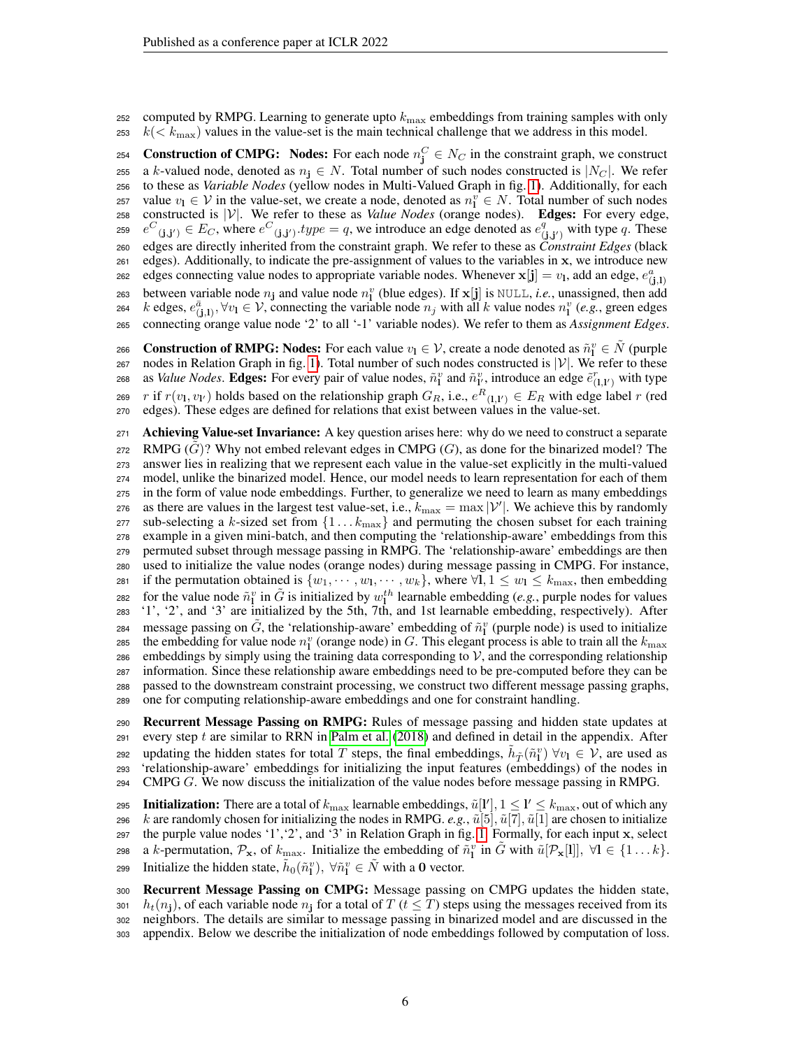computed by RMPG. Learning to generate upto $k_{\max}$ embeddings from training samples with only $k(< k_{\max})$ values in the value-set is the main technical challenge that we address in this model.

**Construction of CMPG:** **Nodes:** For each node $n^C_{\mathbf{j}} \in N_C$ in the constraint graph, we construct a $k$-valued node, denoted as $n_{\mathbf{j}} \in N$. Total number of such nodes constructed is $|N_C|$. We refer to these as *Variable Nodes* (yellow nodes in Multi-Valued Graph in fig. 1). Additionally, for each value $v_{\mathbf{l}} \in \mathcal{V}$ in the value-set, we create a node, denoted as $n^v_{\mathbf{l}} \in N$. Total number of such nodes constructed is $|\mathcal{V}|$. We refer to these as *Value Nodes* (orange nodes). **Edges:** For every edge, $e^C{}_{(\mathbf{j},\mathbf{j'})} \in E_C$, where $e^C{}_{(\mathbf{j},\mathbf{j'})}.type = q$, we introduce an edge denoted as $e^q_{(\mathbf{j},\mathbf{j'})}$ with type $q$. These edges are directly inherited from the constraint graph. We refer to these as *Constraint Edges* (black edges). Additionally, to indicate the pre-assignment of values to the variables in $\mathbf{x}$, we introduce new edges connecting value nodes to appropriate variable nodes. Whenever $\mathbf{x}[\mathbf{j}] = v_{\mathbf{l}}$, add an edge, $e^a_{(\mathbf{j},\mathbf{l})}$ between variable node $n_{\mathbf{j}}$ and value node $n^v_{\mathbf{l}}$ (blue edges). If $\mathbf{x}[\mathbf{j}]$ is NULL, *i.e.*, unassigned, then add $k$ edges, $e^{\bar{a}}_{(\mathbf{j},\mathbf{l})}, \forall v_{\mathbf{l}} \in \mathcal{V}$, connecting the variable node $n_j$ with all $k$ value nodes $n^v_{\mathbf{l}}$ (*e.g.*, green edges connecting orange value node '2' to all '-1' variable nodes). We refer to them as *Assignment Edges*.

**Construction of RMPG:** **Nodes:** For each value $v_{\mathbf{l}} \in \mathcal{V}$, create a node denoted as $\tilde{n}^v_{\mathbf{l}} \in \tilde{N}$ (purple nodes in Relation Graph in fig. 1). Total number of such nodes constructed is $|\mathcal{V}|$. We refer to these as *Value Nodes*. **Edges:** For every pair of value nodes, $\tilde{n}^v_{\mathbf{l}}$ and $\tilde{n}^v_{\mathbf{l'}}$, introduce an edge $\tilde{e}^r_{(\mathbf{l},\mathbf{l'})}$ with type $r$ if $r(v_{\mathbf{l}}, v_{\mathbf{l'}})$ holds based on the relationship graph $G_R$, i.e., $e^R{}_{(\mathbf{l},\mathbf{l'})} \in E_R$ with edge label $r$ (red edges). These edges are defined for relations that exist between values in the value-set.

**Achieving Value-set Invariance:** A key question arises here: why do we need to construct a separate RMPG ($\tilde{G}$)? Why not embed relevant edges in CMPG ($G$), as done for the binarized model? The answer lies in realizing that we represent each value in the value-set explicitly in the multi-valued model, unlike the binarized model. Hence, our model needs to learn representation for each of them in the form of value node embeddings. Further, to generalize we need to learn as many embeddings as there are values in the largest test value-set, i.e., $k_{\max} = \max |\mathcal{V}'|$. We achieve this by randomly sub-selecting a $k$-sized set from $\{1 \dots k_{\max}\}$ and permuting the chosen subset for each training example in a given mini-batch, and then computing the 'relationship-aware' embeddings from this permuted subset through message passing in RMPG. The 'relationship-aware' embeddings are then used to initialize the value nodes (orange nodes) during message passing in CMPG. For instance, if the permutation obtained is $\{w_1, \cdots, w_{\mathbf{l}}, \cdots, w_k\}$, where $\forall \mathbf{l}, 1 \le w_{\mathbf{l}} \le k_{\max}$, then embedding for the value node $\tilde{n}^v_{\mathbf{l}}$ in $\tilde{G}$ is initialized by $w^{th}_{\mathbf{l}}$ learnable embedding (*e.g.*, purple nodes for values '1', '2', and '3' are initialized by the 5th, 7th, and 1st learnable embedding, respectively). After message passing on $\tilde{G}$, the 'relationship-aware' embedding of $\tilde{n}^v_{\mathbf{l}}$ (purple node) is used to initialize the embedding for value node $n^v_{\mathbf{l}}$ (orange node) in $G$. This elegant process is able to train all the $k_{\max}$ embeddings by simply using the training data corresponding to $\mathcal{V}$, and the corresponding relationship information. Since these relationship aware embeddings need to be pre-computed before they can be passed to the downstream constraint processing, we construct two different message passing graphs, one for computing relationship-aware embeddings and one for constraint handling.

**Recurrent Message Passing on RMPG:** Rules of message passing and hidden state updates at every step $t$ are similar to RRN in Palm et al. (2018) and defined in detail in the appendix. After updating the hidden states for total $T$ steps, the final embeddings, $\tilde{h}_{\tilde{T}}(\tilde{n}^v_{\mathbf{l}}) \ \forall v_{\mathbf{l}} \in \mathcal{V}$, are used as 'relationship-aware' embeddings for initializing the input features (embeddings) of the nodes in CMPG $G$. We now discuss the initialization of the value nodes before message passing in RMPG.

**Initialization:** There are a total of $k_{\max}$ learnable embeddings, $\tilde{u}[\mathbf{l'}], 1 \le \mathbf{l'} \le k_{\max}$, out of which any $k$ are randomly chosen for initializing the nodes in RMPG. *e.g.*, $\tilde{u}[5], \tilde{u}[7], \tilde{u}[1]$ are chosen to initialize the purple value nodes '1','2', and '3' in Relation Graph in fig. 1. Formally, for each input $\mathbf{x}$, select a $k$-permutation, $\mathcal{P}_{\mathbf{x}}$, of $k_{\max}$. Initialize the embedding of $\tilde{n}^v_{\mathbf{l}}$ in $\tilde{G}$ with $\tilde{u}[\mathcal{P}_{\mathbf{x}}[\mathbf{l}]], \ \forall \mathbf{l} \in \{1 \dots k\}$. Initialize the hidden state, $\tilde{h}_0(\tilde{n}^v_{\mathbf{l}}), \ \forall \tilde{n}^v_{\mathbf{l}} \in \tilde{N}$ with a $\mathbf{0}$ vector.

**Recurrent Message Passing on CMPG:** Message passing on CMPG updates the hidden state, $h_t(n_{\mathbf{j}})$, of each variable node $n_{\mathbf{j}}$ for a total of $T$ ($t \le T$) steps using the messages received from its neighbors. The details are similar to message passing in binarized model and are discussed in the appendix. Below we describe the initialization of node embeddings followed by computation of loss.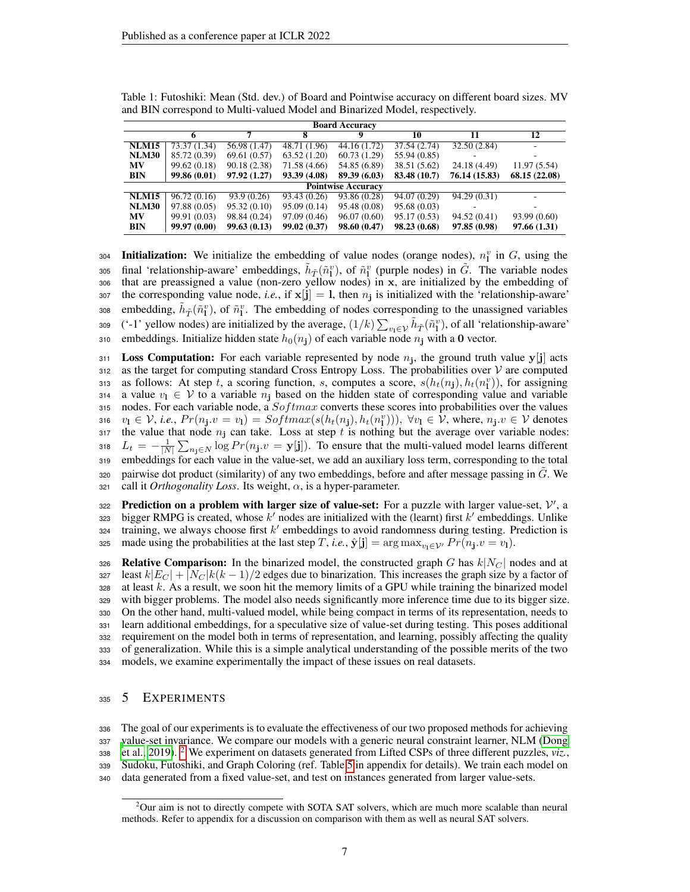Table 1: Futoshiki: Mean (Std. dev.) of Board and Pointwise accuracy on different board sizes. MV and BIN correspond to Multi-valued Model and Binarized Model, respectively.

| | Board Accuracy | | | | | | |
|---|---|---|---|---|---|---|---|
| | 6 | 7 | 8 | 9 | 10 | 11 | 12 |
| **NLM15** | 73.37 (1.34) | 56.98 (1.47) | 48.71 (1.96) | 44.16 (1.72) | 37.54 (2.74) | 32.50 (2.84) | - |
| **NLM30** | 85.72 (0.39) | 69.61 (0.57) | 63.52 (1.20) | 60.73 (1.29) | 55.94 (0.85) | - | - |
| **MV** | 99.62 (0.18) | 90.18 (2.38) | 71.58 (4.66) | 54.85 (6.89) | 38.51 (5.62) | 24.18 (4.49) | 11.97 (5.54) |
| **BIN** | **99.86 (0.01)** | **97.92 (1.27)** | **93.39 (4.08)** | **89.39 (6.03)** | **83.48 (10.7)** | **76.14 (15.83)** | **68.15 (22.08)** |
| | **Pointwise Accuracy** | | | | | | |
| **NLM15** | 96.72 (0.16) | 93.9 (0.26) | 93.43 (0.26) | 93.86 (0.28) | 94.07 (0.29) | 94.29 (0.31) | - |
| **NLM30** | 97.88 (0.05) | 95.32 (0.10) | 95.09 (0.14) | 95.48 (0.08) | 95.68 (0.03) | - | - |
| **MV** | 99.91 (0.03) | 98.84 (0.24) | 97.09 (0.46) | 96.07 (0.60) | 95.17 (0.53) | 94.52 (0.41) | 93.99 (0.60) |
| **BIN** | **99.97 (0.00)** | **99.63 (0.13)** | **99.02 (0.37)** | **98.60 (0.47)** | **98.23 (0.68)** | **97.85 (0.98)** | **97.66 (1.31)** |

**Initialization:** We initialize the embedding of value nodes (orange nodes), $n^v_{\mathbf{l}}$ in $G$, using the final 'relationship-aware' embeddings, $\tilde{h}_{\tilde{T}}(\tilde{n}^v_{\mathbf{l}})$, of $\tilde{n}^v_{\mathbf{l}}$ (purple nodes) in $\tilde{G}$. The variable nodes that are preassigned a value (non-zero yellow nodes) in $\mathbf{x}$, are initialized by the embedding of the corresponding value node, *i.e.*, if $\mathbf{x}[\mathbf{j}] = \mathbf{l}$, then $n_{\mathbf{j}}$ is initialized with the 'relationship-aware' embedding, $\tilde{h}_{\tilde{T}}(\tilde{n}^v_{\mathbf{l}})$, of $\tilde{n}^v_{\mathbf{l}}$. The embedding of nodes corresponding to the unassigned variables ('-1' yellow nodes) are initialized by the average, $(1/k)\sum_{v_{\mathbf{l}}\in\mathcal{V}} \tilde{h}_{\tilde{T}}(\tilde{n}^v_{\mathbf{l}})$, of all 'relationship-aware' embeddings. Initialize hidden state $h_0(n_{\mathbf{j}})$ of each variable node $n_{\mathbf{j}}$ with a $\mathbf{0}$ vector.

**Loss Computation:** For each variable represented by node $n_{\mathbf{j}}$, the ground truth value $\mathbf{y}[\mathbf{j}]$ acts as the target for computing standard Cross Entropy Loss. The probabilities over $\mathcal{V}$ are computed as follows: At step $t$, a scoring function, $s$, computes a score, $s(h_t(n_{\mathbf{j}}), h_t(n^v_{\mathbf{l}}))$, for assigning a value $v_{\mathbf{l}} \in \mathcal{V}$ to a variable $n_{\mathbf{j}}$ based on the hidden state of corresponding value and variable nodes. For each variable node, a $Softmax$ converts these scores into probabilities over the values $v_{\mathbf{l}} \in \mathcal{V}$, *i.e.*, $Pr(n_{\mathbf{j}}.v = v_{\mathbf{l}}) = Softmax(s(h_t(n_{\mathbf{j}}), h_t(n^v_{\mathbf{l}}))),\ \forall v_{\mathbf{l}} \in \mathcal{V}$, where, $n_{\mathbf{j}}.v \in \mathcal{V}$ denotes the value that node $n_{\mathbf{j}}$ can take. Loss at step $t$ is nothing but the average over variable nodes: $L_t = -\frac{1}{|N|}\sum_{n_{\mathbf{j}}\in N} \log Pr(n_{\mathbf{j}}.v = \mathbf{y}[\mathbf{j}])$. To ensure that the multi-valued model learns different embeddings for each value in the value-set, we add an auxiliary loss term, corresponding to the total pairwise dot product (similarity) of any two embeddings, before and after message passing in $\tilde{G}$. We call it *Orthogonality Loss*. Its weight, $\alpha$, is a hyper-parameter.

**Prediction on a problem with larger size of value-set:** For a puzzle with larger value-set, $\mathcal{V}'$, a bigger RMPG is created, whose $k'$ nodes are initialized with the (learnt) first $k'$ embeddings. Unlike training, we always choose first $k'$ embeddings to avoid randomness during testing. Prediction is made using the probabilities at the last step $T$, *i.e.*, $\hat{\mathbf{y}}[\mathbf{j}] = \arg\max_{v_{\mathbf{l}}\in\mathcal{V}'} Pr(n_{\mathbf{j}}.v = v_{\mathbf{l}})$.

**Relative Comparison:** In the binarized model, the constructed graph $G$ has $k|N_C|$ nodes and at least $k|E_C| + |N_C|k(k-1)/2$ edges due to binarization. This increases the graph size by a factor of at least $k$. As a result, we soon hit the memory limits of a GPU while training the binarized model with bigger problems. The model also needs significantly more inference time due to its bigger size. On the other hand, multi-valued model, while being compact in terms of its representation, needs to learn additional embeddings, for a speculative size of value-set during testing. This poses additional requirement on the model both in terms of representation, and learning, possibly affecting the quality of generalization. While this is a simple analytical understanding of the possible merits of the two models, we examine experimentally the impact of these issues on real datasets.

# 5 Experiments

The goal of our experiments is to evaluate the effectiveness of our two proposed methods for achieving value-set invariance. We compare our models with a generic neural constraint learner, NLM (Dong et al., 2019). [2] We experiment on datasets generated from Lifted CSPs of three different puzzles, *viz.*, Sudoku, Futoshiki, and Graph Coloring (ref. Table 5 in appendix for details). We train each model on data generated from a fixed value-set, and test on instances generated from larger value-sets.

[2] Our aim is not to directly compete with SOTA SAT solvers, which are much more scalable than neural methods. Refer to appendix for a discussion on comparison with them as well as neural SAT solvers.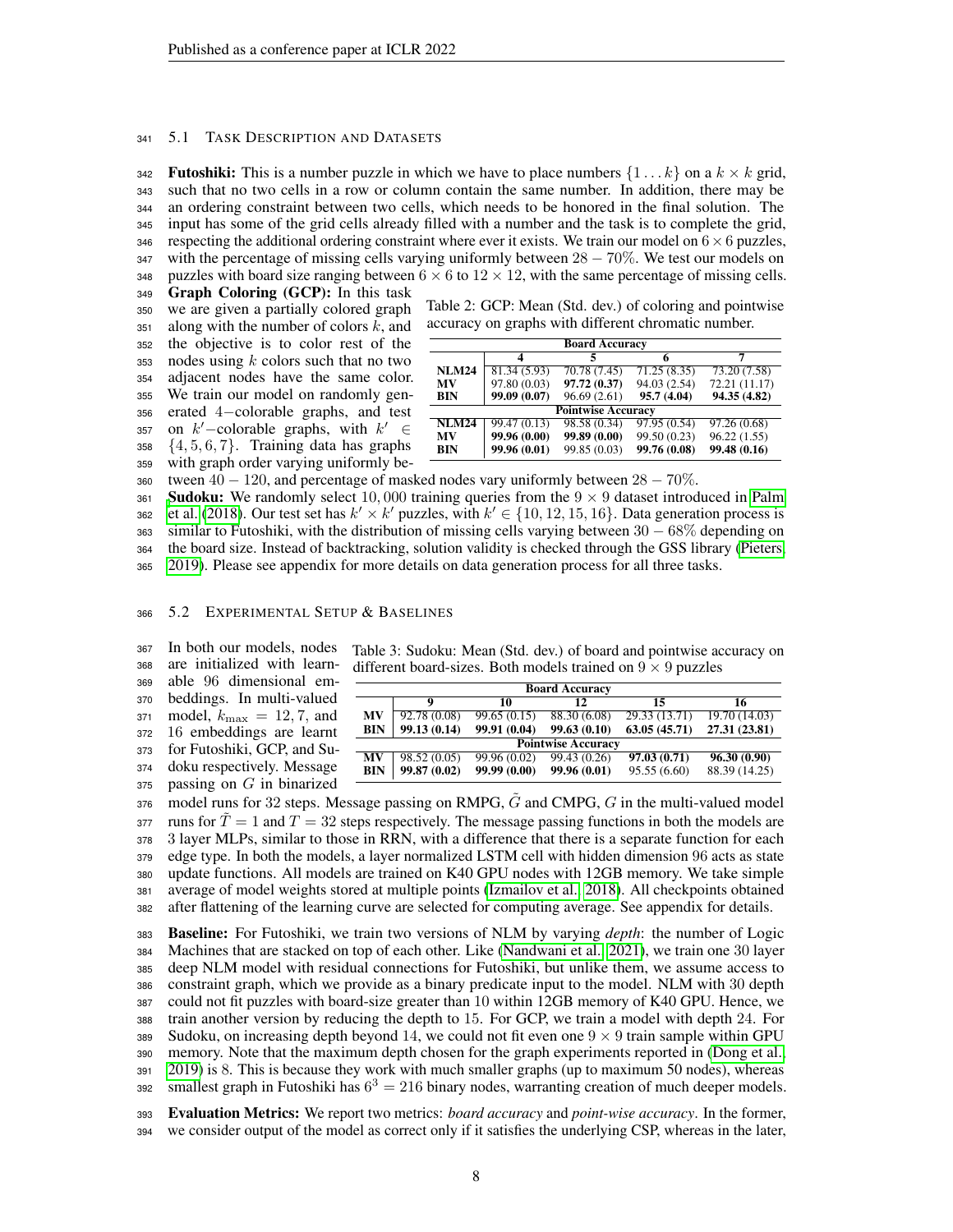### 5.1 Task Description and Datasets

**Futoshiki:** This is a number puzzle in which we have to place numbers $\{1 \ldots k\}$ on a $k \times k$ grid, such that no two cells in a row or column contain the same number. In addition, there may be an ordering constraint between two cells, which needs to be honored in the final solution. The input has some of the grid cells already filled with a number and the task is to complete the grid, respecting the additional ordering constraint where ever it exists. We train our model on $6 \times 6$ puzzles, with the percentage of missing cells varying uniformly between $28 - 70\%$. We test our models on puzzles with board size ranging between $6 \times 6$ to $12 \times 12$, with the same percentage of missing cells.

**Graph Coloring (GCP):** In this task we are given a partially colored graph along with the number of colors $k$, and the objective is to color rest of the nodes using $k$ colors such that no two adjacent nodes have the same color. We train our model on randomly generated 4−colorable graphs, and test on $k'$−colorable graphs, with $k' \in \{4, 5, 6, 7\}$. Training data has graphs with graph order varying uniformly between $40 - 120$, and percentage of masked nodes vary uniformly between $28 - 70\%$.

Table 2: GCP: Mean (Std. dev.) of coloring and pointwise accuracy on graphs with different chromatic number.

| | **Board Accuracy** | | | |
|---|---|---|---|---|
| | **4** | **5** | **6** | **7** |
| **NLM24** | 81.34 (5.93) | 70.78 (7.45) | 71.25 (8.35) | 73.20 (7.58) |
| **MV** | 97.80 (0.03) | **97.72 (0.37)** | 94.03 (2.54) | 72.21 (11.17) |
| **BIN** | **99.09 (0.07)** | 96.69 (2.61) | **95.7 (4.04)** | **94.35 (4.82)** |
| | **Pointwise Accuracy** | | | |
| **NLM24** | 99.47 (0.13) | 98.58 (0.34) | 97.95 (0.54) | 97.26 (0.68) |
| **MV** | **99.96 (0.00)** | **99.89 (0.00)** | 99.50 (0.23) | 96.22 (1.55) |
| **BIN** | **99.96 (0.01)** | 99.85 (0.03) | **99.76 (0.08)** | **99.48 (0.16)** |

**Sudoku:** We randomly select 10,000 training queries from the $9 \times 9$ dataset introduced in Palm et al. (2018). Our test set has $k' \times k'$ puzzles, with $k' \in \{10, 12, 15, 16\}$. Data generation process is similar to Futoshiki, with the distribution of missing cells varying between $30 - 68\%$ depending on the board size. Instead of backtracking, solution validity is checked through the GSS library (Pieters, 2019). Please see appendix for more details on data generation process for all three tasks.

### 5.2 Experimental Setup & Baselines

Table 3: Sudoku: Mean (Std. dev.) of board and pointwise accuracy on different board-sizes. Both models trained on $9 \times 9$ puzzles

| | **Board Accuracy** | | | | |
|---|---|---|---|---|---|
| | **9** | **10** | **12** | **15** | **16** |
| **MV** | 92.78 (0.08) | 99.65 (0.15) | 88.30 (6.08) | 29.33 (13.71) | 19.70 (14.03) |
| **BIN** | **99.13 (0.14)** | **99.91 (0.04)** | **99.63 (0.10)** | **63.05 (45.71)** | **27.31 (23.81)** |
| | **Pointwise Accuracy** | | | | |
| **MV** | 98.52 (0.05) | 99.96 (0.02) | 99.43 (0.26) | **97.03 (0.71)** | **96.30 (0.90)** |
| **BIN** | **99.87 (0.02)** | **99.99 (0.00)** | **99.96 (0.01)** | 95.55 (6.60) | 88.39 (14.25) |

In both our models, nodes are initialized with learnable 96 dimensional embeddings. In multi-valued model, $k_{\max} = 12, 7$, and 16 embeddings are learnt for Futoshiki, GCP, and Sudoku respectively. Message passing on $G$ in binarized model runs for 32 steps. Message passing on RMPG, $\tilde{G}$ and CMPG, $G$ in the multi-valued model runs for $\tilde{T} = 1$ and $T = 32$ steps respectively. The message passing functions in both the models are 3 layer MLPs, similar to those in RRN, with a difference that there is a separate function for each edge type. In both the models, a layer normalized LSTM cell with hidden dimension 96 acts as state update functions. All models are trained on K40 GPU nodes with 12GB memory. We take simple average of model weights stored at multiple points (Izmailov et al., 2018). All checkpoints obtained after flattening of the learning curve are selected for computing average. See appendix for details.

**Baseline:** For Futoshiki, we train two versions of NLM by varying *depth*: the number of Logic Machines that are stacked on top of each other. Like (Nandwani et al., 2021), we train one 30 layer deep NLM model with residual connections for Futoshiki, but unlike them, we assume access to constraint graph, which we provide as a binary predicate input to the model. NLM with 30 depth could not fit puzzles with board-size greater than 10 within 12GB memory of K40 GPU. Hence, we train another version by reducing the depth to 15. For GCP, we train a model with depth 24. For Sudoku, on increasing depth beyond 14, we could not fit even one $9 \times 9$ train sample within GPU memory. Note that the maximum depth chosen for the graph experiments reported in (Dong et al., 2019) is 8. This is because they work with much smaller graphs (up to maximum 50 nodes), whereas smallest graph in Futoshiki has $6^3 = 216$ binary nodes, warranting creation of much deeper models.

**Evaluation Metrics:** We report two metrics: *board accuracy* and *point-wise accuracy*. In the former, we consider output of the model as correct only if it satisfies the underlying CSP, whereas in the later,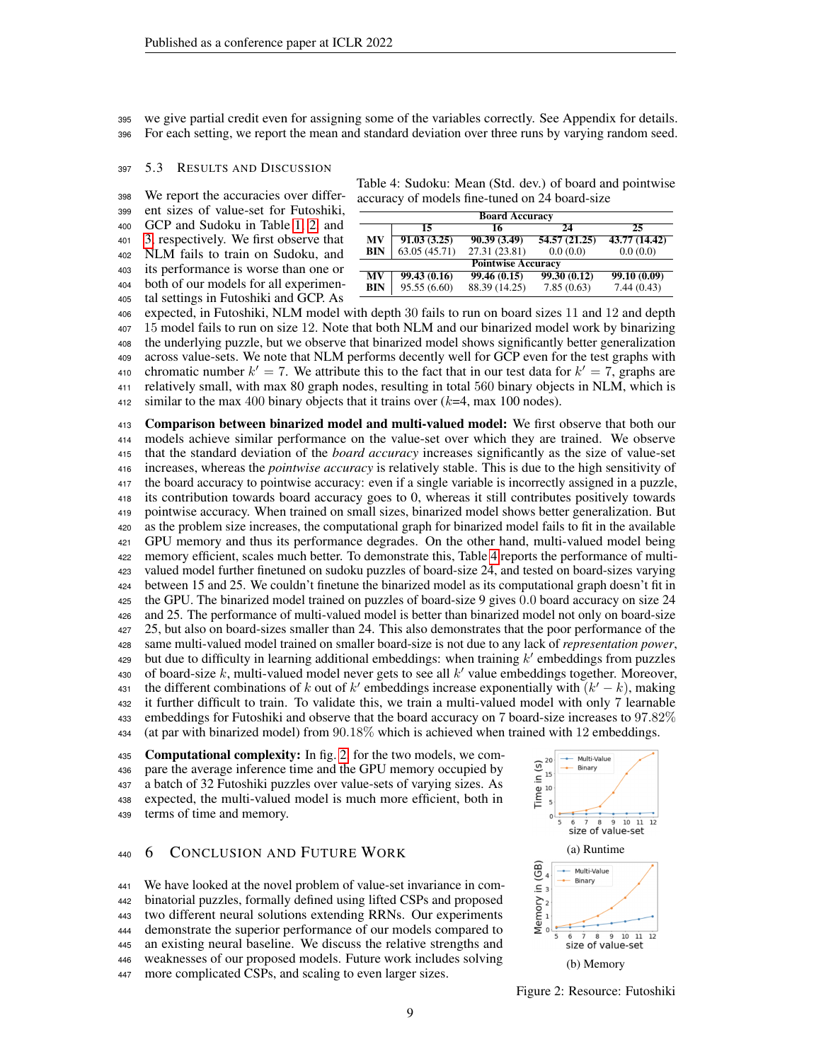we give partial credit even for assigning some of the variables correctly. See Appendix for details. For each setting, we report the mean and standard deviation over three runs by varying random seed.

### 5.3 Results and Discussion

Table 4: Sudoku: Mean (Std. dev.) of board and pointwise accuracy of models fine-tuned on 24 board-size

| | 15 | 16 | 24 | 25 |
|---|---|---|---|---|
| **Board Accuracy** | | | | |
| **MV** | **91.03 (3.25)** | **90.39 (3.49)** | **54.57 (21.25)** | **43.77 (14.42)** |
| **BIN** | 63.05 (45.71) | 27.31 (23.81) | 0.0 (0.0) | 0.0 (0.0) |
| **Pointwise Accuracy** | | | | |
| **MV** | **99.43 (0.16)** | **99.46 (0.15)** | **99.30 (0.12)** | **99.10 (0.09)** |
| **BIN** | 95.55 (6.60) | 88.39 (14.25) | 7.85 (0.63) | 7.44 (0.43) |

We report the accuracies over different sizes of value-set for Futoshiki, GCP and Sudoku in Table 1, 2, and 3, respectively. We first observe that NLM fails to train on Sudoku, and its performance is worse than one or both of our models for all experimental settings in Futoshiki and GCP. As expected, in Futoshiki, NLM model with depth 30 fails to run on board sizes 11 and 12 and depth 15 model fails to run on size 12. Note that both NLM and our binarized model work by binarizing the underlying puzzle, but we observe that binarized model shows significantly better generalization across value-sets. We note that NLM performs decently well for GCP even for the test graphs with chromatic number $k' = 7$. We attribute this to the fact that in our test data for $k' = 7$, graphs are relatively small, with max 80 graph nodes, resulting in total 560 binary objects in NLM, which is similar to the max 400 binary objects that it trains over ($k$=4, max 100 nodes).

**Comparison between binarized model and multi-valued model:** We first observe that both our models achieve similar performance on the value-set over which they are trained. We observe that the standard deviation of the *board accuracy* increases significantly as the size of value-set increases, whereas the *pointwise accuracy* is relatively stable. This is due to the high sensitivity of the board accuracy to pointwise accuracy: even if a single variable is incorrectly assigned in a puzzle, its contribution towards board accuracy goes to 0, whereas it still contributes positively towards pointwise accuracy. When trained on small sizes, binarized model shows better generalization. But as the problem size increases, the computational graph for binarized model fails to fit in the available GPU memory and thus its performance degrades. On the other hand, multi-valued model being memory efficient, scales much better. To demonstrate this, Table 4 reports the performance of multi-valued model further finetuned on sudoku puzzles of board-size 24, and tested on board-sizes varying between 15 and 25. We couldn't finetune the binarized model as its computational graph doesn't fit in the GPU. The binarized model trained on puzzles of board-size 9 gives 0.0 board accuracy on size 24 and 25. The performance of multi-valued model is better than binarized model not only on board-size 25, but also on board-sizes smaller than 24. This also demonstrates that the poor performance of the same multi-valued model trained on smaller board-size is not due to any lack of *representation power*, but due to difficulty in learning additional embeddings: when training $k'$ embeddings from puzzles of board-size $k$, multi-valued model never gets to see all $k'$ value embeddings together. Moreover, the different combinations of $k$ out of $k'$ embeddings increase exponentially with $(k' - k)$, making it further difficult to train. To validate this, we train a multi-valued model with only 7 learnable embeddings for Futoshiki and observe that the board accuracy on 7 board-size increases to $97.82\%$ (at par with binarized model) from $90.18\%$ which is achieved when trained with 12 embeddings.

**Computational complexity:** In fig. 2, for the two models, we compare the average inference time and the GPU memory occupied by a batch of 32 Futoshiki puzzles over value-sets of varying sizes. As expected, the multi-valued model is much more efficient, both in terms of time and memory.

(a) Runtime

(b) Memory

Figure 2: Resource: Futoshiki

## 6 Conclusion and Future Work

We have looked at the novel problem of value-set invariance in combinatorial puzzles, formally defined using lifted CSPs and proposed two different neural solutions extending RRNs. Our experiments demonstrate the superior performance of our models compared to an existing neural baseline. We discuss the relative strengths and weaknesses of our proposed models. Future work includes solving more complicated CSPs, and scaling to even larger sizes.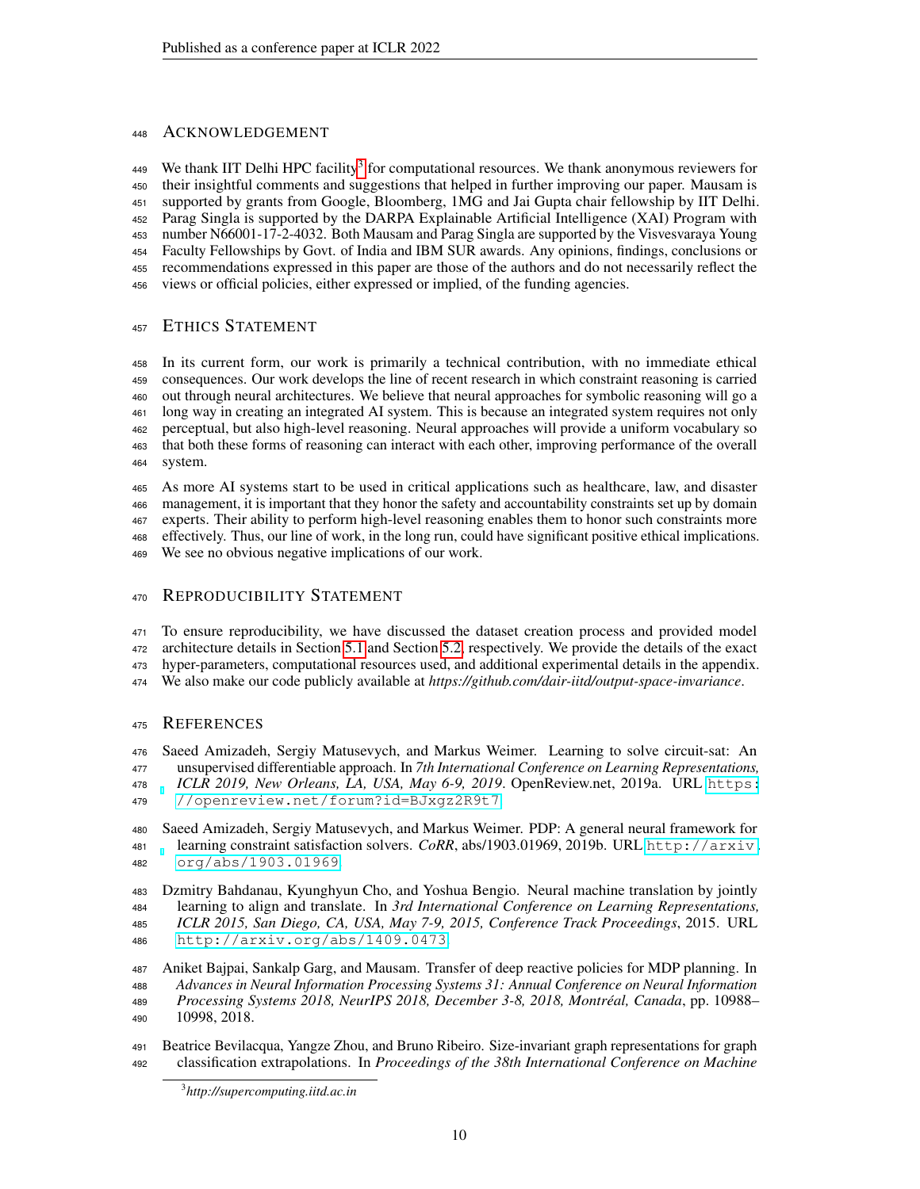## Acknowledgement

We thank IIT Delhi HPC facility[3] for computational resources. We thank anonymous reviewers for their insightful comments and suggestions that helped in further improving our paper. Mausam is supported by grants from Google, Bloomberg, 1MG and Jai Gupta chair fellowship by IIT Delhi. Parag Singla is supported by the DARPA Explainable Artificial Intelligence (XAI) Program with number N66001-17-2-4032. Both Mausam and Parag Singla are supported by the Visvesvaraya Young Faculty Fellowships by Govt. of India and IBM SUR awards. Any opinions, findings, conclusions or recommendations expressed in this paper are those of the authors and do not necessarily reflect the views or official policies, either expressed or implied, of the funding agencies.

## Ethics Statement

In its current form, our work is primarily a technical contribution, with no immediate ethical consequences. Our work develops the line of recent research in which constraint reasoning is carried out through neural architectures. We believe that neural approaches for symbolic reasoning will go a long way in creating an integrated AI system. This is because an integrated system requires not only perceptual, but also high-level reasoning. Neural approaches will provide a uniform vocabulary so that both these forms of reasoning can interact with each other, improving performance of the overall system.

As more AI systems start to be used in critical applications such as healthcare, law, and disaster management, it is important that they honor the safety and accountability constraints set up by domain experts. Their ability to perform high-level reasoning enables them to honor such constraints more effectively. Thus, our line of work, in the long run, could have significant positive ethical implications. We see no obvious negative implications of our work.

## Reproducibility Statement

To ensure reproducibility, we have discussed the dataset creation process and provided model architecture details in Section 5.1 and Section 5.2, respectively. We provide the details of the exact hyper-parameters, computational resources used, and additional experimental details in the appendix. We also make our code publicly available at *https://github.com/dair-iitd/output-space-invariance*.

## References

Saeed Amizadeh, Sergiy Matusevych, and Markus Weimer. Learning to solve circuit-sat: An unsupervised differentiable approach. In *7th International Conference on Learning Representations, ICLR 2019, New Orleans, LA, USA, May 6-9, 2019*. OpenReview.net, 2019a. URL https://openreview.net/forum?id=BJxgz2R9t7.

Saeed Amizadeh, Sergiy Matusevych, and Markus Weimer. PDP: A general neural framework for learning constraint satisfaction solvers. *CoRR*, abs/1903.01969, 2019b. URL http://arxiv.org/abs/1903.01969.

Dzmitry Bahdanau, Kyunghyun Cho, and Yoshua Bengio. Neural machine translation by jointly learning to align and translate. In *3rd International Conference on Learning Representations, ICLR 2015, San Diego, CA, USA, May 7-9, 2015, Conference Track Proceedings*, 2015. URL http://arxiv.org/abs/1409.0473.

Aniket Bajpai, Sankalp Garg, and Mausam. Transfer of deep reactive policies for MDP planning. In *Advances in Neural Information Processing Systems 31: Annual Conference on Neural Information Processing Systems 2018, NeurIPS 2018, December 3-8, 2018, Montréal, Canada*, pp. 10988–10998, 2018.

Beatrice Bevilacqua, Yangze Zhou, and Bruno Ribeiro. Size-invariant graph representations for graph classification extrapolations. In *Proceedings of the 38th International Conference on Machine*

[3] *http://supercomputing.iitd.ac.in*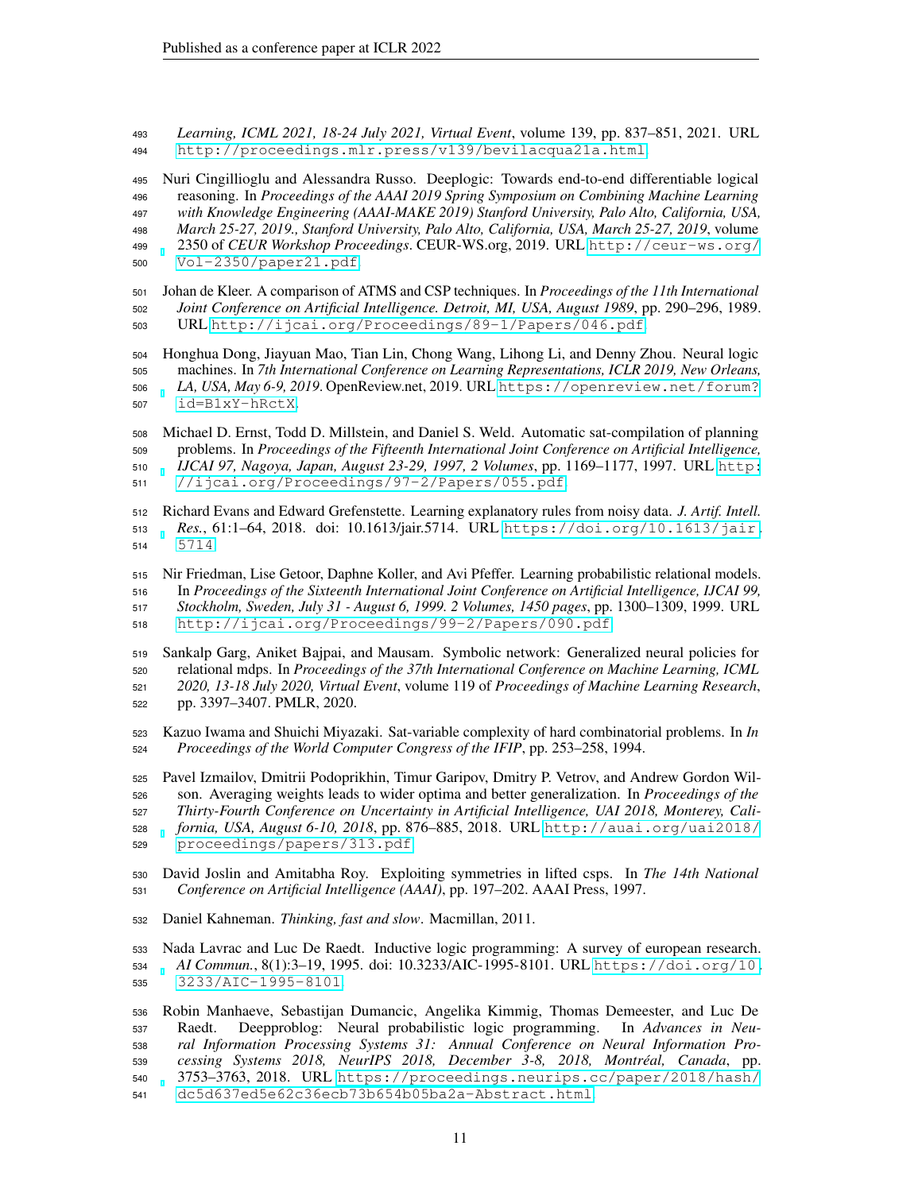*Learning, ICML 2021, 18-24 July 2021, Virtual Event*, volume 139, pp. 837–851, 2021. URL http://proceedings.mlr.press/v139/bevilacqua21a.html.

Nuri Cingillioglu and Alessandra Russo. Deeplogic: Towards end-to-end differentiable logical reasoning. In *Proceedings of the AAAI 2019 Spring Symposium on Combining Machine Learning with Knowledge Engineering (AAAI-MAKE 2019) Stanford University, Palo Alto, California, USA, March 25-27, 2019., Stanford University, Palo Alto, California, USA, March 25-27, 2019*, volume 2350 of *CEUR Workshop Proceedings*. CEUR-WS.org, 2019. URL http://ceur-ws.org/Vol-2350/paper21.pdf.

Johan de Kleer. A comparison of ATMS and CSP techniques. In *Proceedings of the 11th International Joint Conference on Artificial Intelligence. Detroit, MI, USA, August 1989*, pp. 290–296, 1989. URL http://ijcai.org/Proceedings/89-1/Papers/046.pdf.

Honghua Dong, Jiayuan Mao, Tian Lin, Chong Wang, Lihong Li, and Denny Zhou. Neural logic machines. In *7th International Conference on Learning Representations, ICLR 2019, New Orleans, LA, USA, May 6-9, 2019*. OpenReview.net, 2019. URL https://openreview.net/forum?id=B1xY-hRctX.

Michael D. Ernst, Todd D. Millstein, and Daniel S. Weld. Automatic sat-compilation of planning problems. In *Proceedings of the Fifteenth International Joint Conference on Artificial Intelligence, IJCAI 97, Nagoya, Japan, August 23-29, 1997, 2 Volumes*, pp. 1169–1177, 1997. URL http://ijcai.org/Proceedings/97-2/Papers/055.pdf.

Richard Evans and Edward Grefenstette. Learning explanatory rules from noisy data. *J. Artif. Intell. Res.*, 61:1–64, 2018. doi: 10.1613/jair.5714. URL https://doi.org/10.1613/jair.5714.

Nir Friedman, Lise Getoor, Daphne Koller, and Avi Pfeffer. Learning probabilistic relational models. In *Proceedings of the Sixteenth International Joint Conference on Artificial Intelligence, IJCAI 99, Stockholm, Sweden, July 31 - August 6, 1999. 2 Volumes, 1450 pages*, pp. 1300–1309, 1999. URL http://ijcai.org/Proceedings/99-2/Papers/090.pdf.

Sankalp Garg, Aniket Bajpai, and Mausam. Symbolic network: Generalized neural policies for relational mdps. In *Proceedings of the 37th International Conference on Machine Learning, ICML 2020, 13-18 July 2020, Virtual Event*, volume 119 of *Proceedings of Machine Learning Research*, pp. 3397–3407. PMLR, 2020.

Kazuo Iwama and Shuichi Miyazaki. Sat-variable complexity of hard combinatorial problems. In *In Proceedings of the World Computer Congress of the IFIP*, pp. 253–258, 1994.

Pavel Izmailov, Dmitrii Podoprikhin, Timur Garipov, Dmitry P. Vetrov, and Andrew Gordon Wilson. Averaging weights leads to wider optima and better generalization. In *Proceedings of the Thirty-Fourth Conference on Uncertainty in Artificial Intelligence, UAI 2018, Monterey, California, USA, August 6-10, 2018*, pp. 876–885, 2018. URL http://auai.org/uai2018/proceedings/papers/313.pdf.

David Joslin and Amitabha Roy. Exploiting symmetries in lifted csps. In *The 14th National Conference on Artificial Intelligence (AAAI)*, pp. 197–202. AAAI Press, 1997.

Daniel Kahneman. *Thinking, fast and slow*. Macmillan, 2011.

Nada Lavrac and Luc De Raedt. Inductive logic programming: A survey of european research. *AI Commun.*, 8(1):3–19, 1995. doi: 10.3233/AIC-1995-8101. URL https://doi.org/10.3233/AIC-1995-8101.

Robin Manhaeve, Sebastijan Dumancic, Angelika Kimmig, Thomas Demeester, and Luc De Raedt. Deepproblog: Neural probabilistic logic programming. In *Advances in Neural Information Processing Systems 31: Annual Conference on Neural Information Processing Systems 2018, NeurIPS 2018, December 3-8, 2018, Montréal, Canada*, pp. 3753–3763, 2018. URL https://proceedings.neurips.cc/paper/2018/hash/dc5d637ed5e62c36ecb73b654b05ba2a-Abstract.html.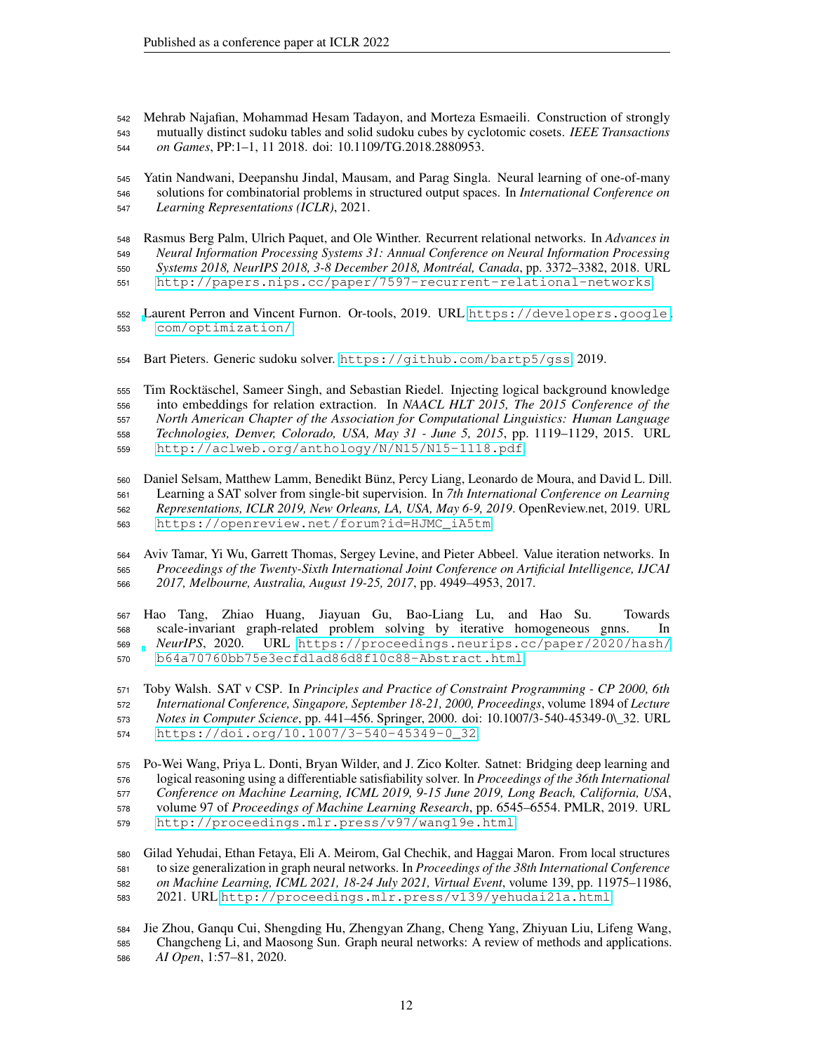Mehrab Najafian, Mohammad Hesam Tadayon, and Morteza Esmaeili. Construction of strongly mutually distinct sudoku tables and solid sudoku cubes by cyclotomic cosets. *IEEE Transactions on Games*, PP:1–1, 11 2018. doi: 10.1109/TG.2018.2880953.

Yatin Nandwani, Deepanshu Jindal, Mausam, and Parag Singla. Neural learning of one-of-many solutions for combinatorial problems in structured output spaces. In *International Conference on Learning Representations (ICLR)*, 2021.

Rasmus Berg Palm, Ulrich Paquet, and Ole Winther. Recurrent relational networks. In *Advances in Neural Information Processing Systems 31: Annual Conference on Neural Information Processing Systems 2018, NeurIPS 2018, 3-8 December 2018, Montréal, Canada*, pp. 3372–3382, 2018. URL http://papers.nips.cc/paper/7597-recurrent-relational-networks.

Laurent Perron and Vincent Furnon. Or-tools, 2019. URL https://developers.google.com/optimization/.

Bart Pieters. Generic sudoku solver. https://github.com/bartp5/gss, 2019.

Tim Rocktäschel, Sameer Singh, and Sebastian Riedel. Injecting logical background knowledge into embeddings for relation extraction. In *NAACL HLT 2015, The 2015 Conference of the North American Chapter of the Association for Computational Linguistics: Human Language Technologies, Denver, Colorado, USA, May 31 - June 5, 2015*, pp. 1119–1129, 2015. URL http://aclweb.org/anthology/N/N15/N15-1118.pdf.

Daniel Selsam, Matthew Lamm, Benedikt Bünz, Percy Liang, Leonardo de Moura, and David L. Dill. Learning a SAT solver from single-bit supervision. In *7th International Conference on Learning Representations, ICLR 2019, New Orleans, LA, USA, May 6-9, 2019*. OpenReview.net, 2019. URL https://openreview.net/forum?id=HJMC_iA5tm.

Aviv Tamar, Yi Wu, Garrett Thomas, Sergey Levine, and Pieter Abbeel. Value iteration networks. In *Proceedings of the Twenty-Sixth International Joint Conference on Artificial Intelligence, IJCAI 2017, Melbourne, Australia, August 19-25, 2017*, pp. 4949–4953, 2017.

Hao Tang, Zhiao Huang, Jiayuan Gu, Bao-Liang Lu, and Hao Su. Towards scale-invariant graph-related problem solving by iterative homogeneous gnns. In *NeurIPS*, 2020. URL https://proceedings.neurips.cc/paper/2020/hash/b64a70760bb75e3ecfd1ad86d8f10c88-Abstract.html.

Toby Walsh. SAT v CSP. In *Principles and Practice of Constraint Programming - CP 2000, 6th International Conference, Singapore, September 18-21, 2000, Proceedings*, volume 1894 of *Lecture Notes in Computer Science*, pp. 441–456. Springer, 2000. doi: 10.1007/3-540-45349-0\_32. URL https://doi.org/10.1007/3-540-45349-0_32.

Po-Wei Wang, Priya L. Donti, Bryan Wilder, and J. Zico Kolter. Satnet: Bridging deep learning and logical reasoning using a differentiable satisfiability solver. In *Proceedings of the 36th International Conference on Machine Learning, ICML 2019, 9-15 June 2019, Long Beach, California, USA*, volume 97 of *Proceedings of Machine Learning Research*, pp. 6545–6554. PMLR, 2019. URL http://proceedings.mlr.press/v97/wang19e.html.

Gilad Yehudai, Ethan Fetaya, Eli A. Meirom, Gal Chechik, and Haggai Maron. From local structures to size generalization in graph neural networks. In *Proceedings of the 38th International Conference on Machine Learning, ICML 2021, 18-24 July 2021, Virtual Event*, volume 139, pp. 11975–11986, 2021. URL http://proceedings.mlr.press/v139/yehudai21a.html.

Jie Zhou, Ganqu Cui, Shengding Hu, Zhengyan Zhang, Cheng Yang, Zhiyuan Liu, Lifeng Wang, Changcheng Li, and Maosong Sun. Graph neural networks: A review of methods and applications. *AI Open*, 1:57–81, 2020.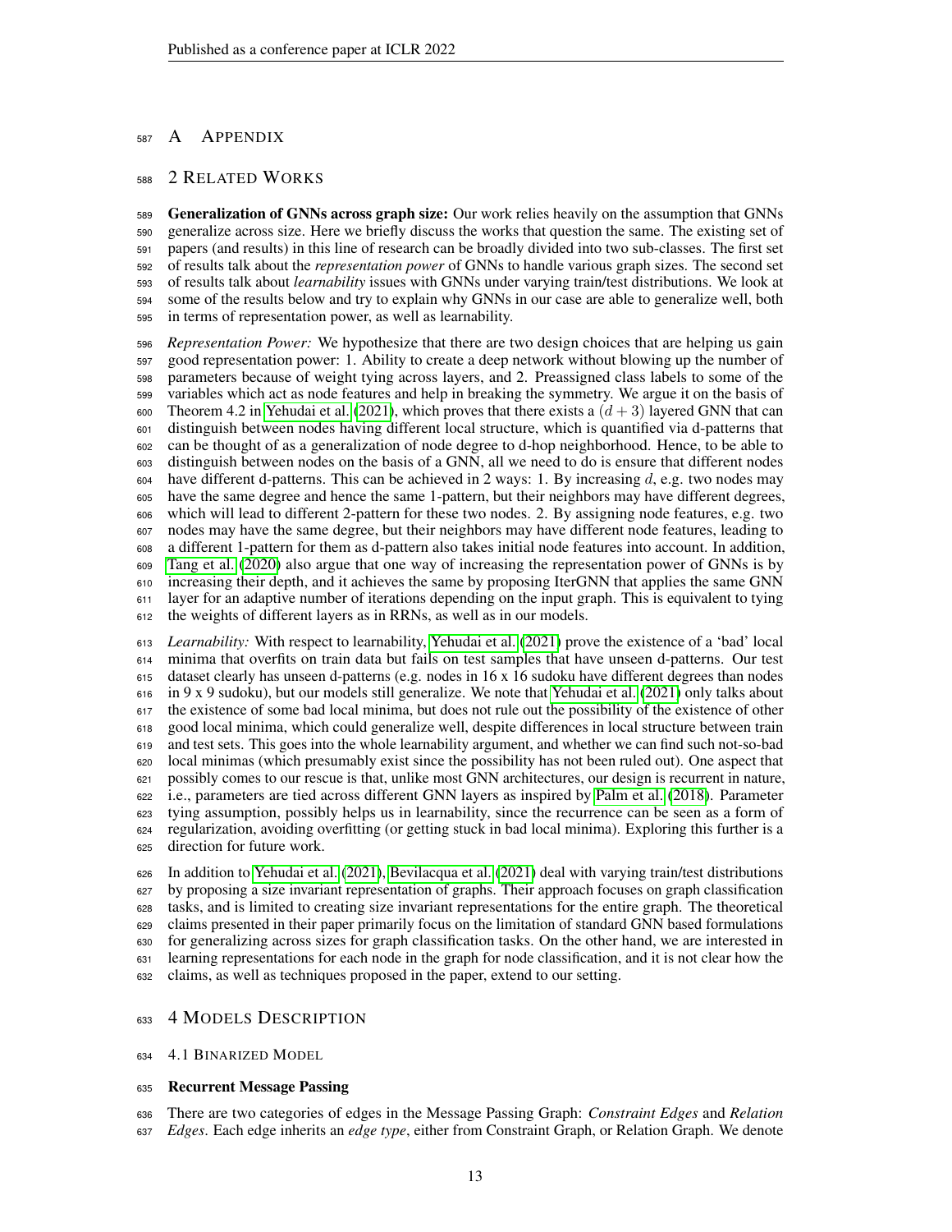# A Appendix

## 2 Related Works

**Generalization of GNNs across graph size:** Our work relies heavily on the assumption that GNNs generalize across size. Here we briefly discuss the works that question the same. The existing set of papers (and results) in this line of research can be broadly divided into two sub-classes. The first set of results talk about the *representation power* of GNNs to handle various graph sizes. The second set of results talk about *learnability* issues with GNNs under varying train/test distributions. We look at some of the results below and try to explain why GNNs in our case are able to generalize well, both in terms of representation power, as well as learnability.

*Representation Power:* We hypothesize that there are two design choices that are helping us gain good representation power: 1. Ability to create a deep network without blowing up the number of parameters because of weight tying across layers, and 2. Preassigned class labels to some of the variables which act as node features and help in breaking the symmetry. We argue it on the basis of Theorem 4.2 in Yehudai et al. (2021), which proves that there exists a $(d + 3)$ layered GNN that can distinguish between nodes having different local structure, which is quantified via d-patterns that can be thought of as a generalization of node degree to d-hop neighborhood. Hence, to be able to distinguish between nodes on the basis of a GNN, all we need to do is ensure that different nodes have different d-patterns. This can be achieved in 2 ways: 1. By increasing $d$, e.g. two nodes may have the same degree and hence the same 1-pattern, but their neighbors may have different degrees, which will lead to different 2-pattern for these two nodes. 2. By assigning node features, e.g. two nodes may have the same degree, but their neighbors may have different node features, leading to a different 1-pattern for them as d-pattern also takes initial node features into account. In addition, Tang et al. (2020) also argue that one way of increasing the representation power of GNNs is by increasing their depth, and it achieves the same by proposing IterGNN that applies the same GNN layer for an adaptive number of iterations depending on the input graph. This is equivalent to tying the weights of different layers as in RNNs, as well as in our models.

*Learnability:* With respect to learnability, Yehudai et al. (2021) prove the existence of a 'bad' local minima that overfits on train data but fails on test samples that have unseen d-patterns. Our test dataset clearly has unseen d-patterns (e.g. nodes in 16 x 16 sudoku have different degrees than nodes in 9 x 9 sudoku), but our models still generalize. We note that Yehudai et al. (2021) only talks about the existence of some bad local minima, but does not rule out the possibility of the existence of other good local minima, which could generalize well, despite differences in local structure between train and test sets. This goes into the whole learnability argument, and whether we can find such not-so-bad local minimas (which presumably exist since the possibility has not been ruled out). One aspect that possibly comes to our rescue is that, unlike most GNN architectures, our design is recurrent in nature, i.e., parameters are tied across different GNN layers as inspired by Palm et al. (2018). Parameter tying assumption, possibly helps us in learnability, since the recurrence can be seen as a form of regularization, avoiding overfitting (or getting stuck in bad local minima). Exploring this further is a direction for future work.

In addition to Yehudai et al. (2021), Bevilacqua et al. (2021) deal with varying train/test distributions by proposing a size invariant representation of graphs. Their approach focuses on graph classification tasks, and is limited to creating size invariant representations for the entire graph. The theoretical claims presented in their paper primarily focus on the limitation of standard GNN based formulations for generalizing across sizes for graph classification tasks. On the other hand, we are interested in learning representations for each node in the graph for node classification, and it is not clear how the claims, as well as techniques proposed in the paper, extend to our setting.

## 4 Models Description

### 4.1 Binarized Model

**Recurrent Message Passing**

There are two categories of edges in the Message Passing Graph: *Constraint Edges* and *Relation Edges*. Each edge inherits an *edge type*, either from Constraint Graph, or Relation Graph. We denote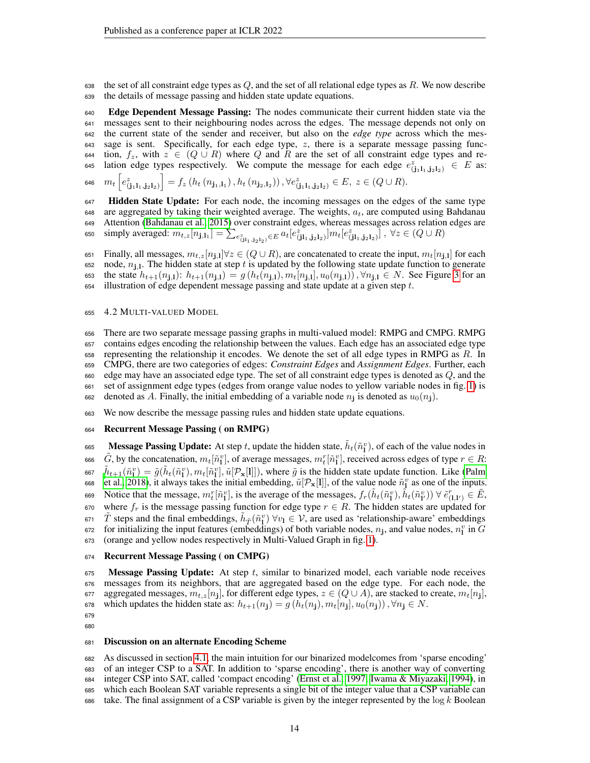the set of all constraint edge types as $Q$, and the set of all relational edge types as $R$. We now describe the details of message passing and hidden state update equations.

**Edge Dependent Message Passing:** The nodes communicate their current hidden state via the messages sent to their neighbouring nodes across the edges. The message depends not only on the current state of the sender and receiver, but also on the *edge type* across which the message is sent. Specifically, for each edge type, $z$, there is a separate message passing function, $f_z$, with $z \in (Q \cup R)$ where $Q$ and $R$ are the set of all constraint edge types and relation edge types respectively. We compute the message for each edge $e^z_{(\mathbf{j}_1\mathbf{l}_1,\mathbf{j}_2\mathbf{l}_2)} \in E$ as:

$$m_t\left[e^z_{(\mathbf{j}_1\mathbf{l}_1,\mathbf{j}_2\mathbf{l}_2)}\right] = f_z\left(h_t\left(n_{\mathbf{j}_1,\mathbf{l}_1}\right), h_t\left(n_{\mathbf{j}_2,\mathbf{l}_2}\right)\right), \forall e^z_{(\mathbf{j}_1\mathbf{l}_1,\mathbf{j}_2\mathbf{l}_2)} \in E,\ z \in (Q \cup R).$$

**Hidden State Update:** For each node, the incoming messages on the edges of the same type are aggregated by taking their weighted average. The weights, $a_t$, are computed using Bahdanau Attention (Bahdanau et al., 2015) over constraint edges, whereas messages across relation edges are simply averaged: $m_{t,z}[n_{\mathbf{j}_1,\mathbf{l}_1}] = \sum_{e^z_{(\mathbf{j}\mathbf{l}_1,\mathbf{j}_2\mathbf{l}_2)} \in E} a_t[e^z_{(\mathbf{j}\mathbf{l}_1,\mathbf{j}_2\mathbf{l}_2)}] m_t[e^z_{(\mathbf{j}\mathbf{l}_1,\mathbf{j}_2\mathbf{l}_2)}]$, $\forall z \in (Q \cup R)$

Finally, all messages, $m_{t,z}[n_{\mathbf{j},\mathbf{l}}] \forall z \in (Q \cup R)$, are concatenated to create the input, $m_t[n_{\mathbf{j},\mathbf{l}}]$ for each node, $n_{\mathbf{j},\mathbf{l}}$. The hidden state at step $t$ is updated by the following state update function to generate the state $h_{t+1}(n_{\mathbf{j},\mathbf{l}})$: $h_{t+1}(n_{\mathbf{j},\mathbf{l}}) = g\left(h_t(n_{\mathbf{j},\mathbf{l}}), m_t[n_{\mathbf{j},\mathbf{l}}], u_0(n_{\mathbf{j},\mathbf{l}})\right), \forall n_{\mathbf{j},\mathbf{l}} \in N$. See Figure 3 for an illustration of edge dependent message passing and state update at a given step $t$.

## 4.2 Multi-valued Model

There are two separate message passing graphs in multi-valued model: RMPG and CMPG. RMPG contains edges encoding the relationship between the values. Each edge has an associated edge type representing the relationship it encodes. We denote the set of all edge types in RMPG as $R$. In CMPG, there are two categories of edges: *Constraint Edges* and *Assignment Edges*. Further, each edge may have an associated edge type. The set of all constraint edge types is denoted as $Q$, and the set of assignment edge types (edges from orange value nodes to yellow variable nodes in fig. 1) is denoted as $A$. Finally, the initial embedding of a variable node $n_\mathbf{j}$ is denoted as $u_0(n_\mathbf{j})$.

We now describe the message passing rules and hidden state update equations.

### Recurrent Message Passing ( on RMPG)

**Message Passing Update:** At step $t$, update the hidden state, $\tilde{h}_t(\tilde{n}^v_\mathbf{l})$, of each of the value nodes in $\tilde{G}$, by the concatenation, $m_t[\tilde{n}^v_\mathbf{l}]$, of average messages, $m^r_t[\tilde{n}^v_\mathbf{l}]$, received across edges of type $r \in R$: $\tilde{h}_{t+1}(\tilde{n}^v_\mathbf{l}) = \tilde{g}(\tilde{h}_t(\tilde{n}^v_\mathbf{l}), m_t[\tilde{n}^v_\mathbf{l}], \tilde{u}[\mathcal{P}_\mathbf{x}[\mathbf{l}]])$, where $\tilde{g}$ is the hidden state update function. Like (Palm et al., 2018), it always takes the initial embedding, $\tilde{u}[\mathcal{P}_\mathbf{x}[\mathbf{l}]]$, of the value node $\tilde{n}^v_\mathbf{l}$ as one of the inputs. Notice that the message, $m^r_t[\tilde{n}^v_\mathbf{l}]$, is the average of the messages, $f_r(\tilde{h}_t(\tilde{n}^v_\mathbf{l}), \tilde{h}_t(\tilde{n}^v_{\mathbf{l}'}))\ \forall\ \tilde{e}^r_{(\mathbf{l},\mathbf{l}')} \in \tilde{E}$, where $f_r$ is the message passing function for edge type $r \in R$. The hidden states are updated for $\tilde{T}$ steps and the final embeddings, $\tilde{h}_{\tilde{T}}(\tilde{n}^v_\mathbf{l})\ \forall v_\mathbf{l} \in \mathcal{V}$, are used as 'relationship-aware' embeddings for initializing the input features (embeddings) of both variable nodes, $n_\mathbf{j}$, and value nodes, $n^v_\mathbf{l}$ in $G$ (orange and yellow nodes respectively in Multi-Valued Graph in fig. 1).

### Recurrent Message Passing ( on CMPG)

**Message Passing Update:** At step $t$, similar to binarized model, each variable node receives messages from its neighbors, that are aggregated based on the edge type. For each node, the aggregated messages, $m_{t,z}[n_\mathbf{j}]$, for different edge types, $z \in (Q \cup A)$, are stacked to create, $m_t[n_\mathbf{j}]$, which updates the hidden state as: $h_{t+1}(n_\mathbf{j}) = g\left(h_t(n_\mathbf{j}), m_t[n_\mathbf{j}], u_0(n_\mathbf{j})\right), \forall n_\mathbf{j} \in N$.

### Discussion on an alternate Encoding Scheme

As discussed in section 4.1, the main intuition for our binarized modelcomes from 'sparse encoding' of an integer CSP to a SAT. In addition to 'sparse encoding', there is another way of converting integer CSP into SAT, called 'compact encoding' (Ernst et al., 1997; Iwama & Miyazaki, 1994), in which each Boolean SAT variable represents a single bit of the integer value that a CSP variable can take. The final assignment of a CSP variable is given by the integer represented by the $\log k$ Boolean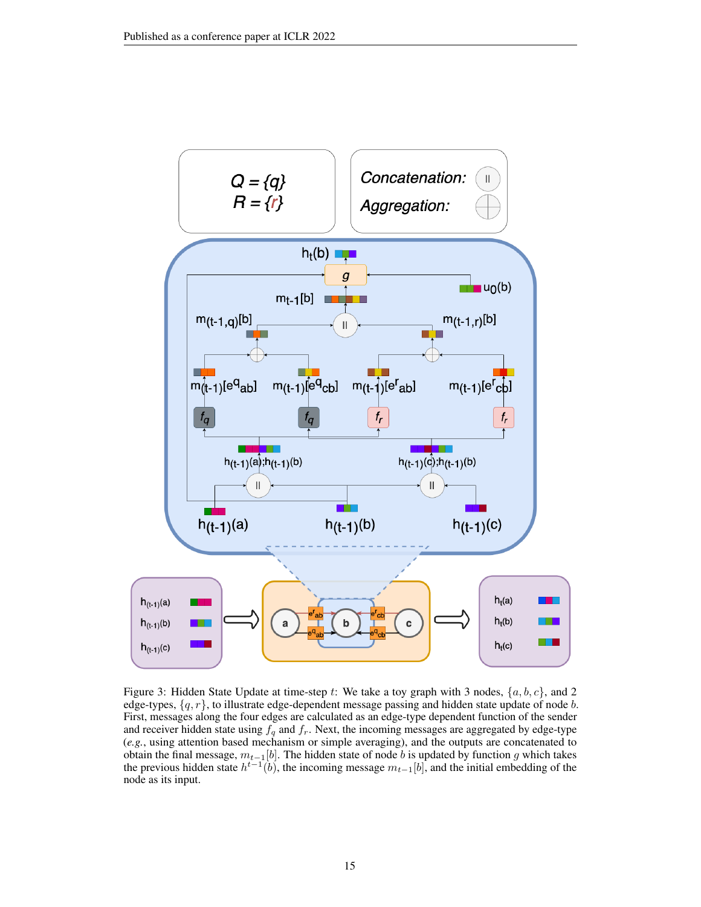Figure 3: Hidden State Update at time-step $t$: We take a toy graph with 3 nodes, $\{a, b, c\}$, and 2 edge-types, $\{q, r\}$, to illustrate edge-dependent message passing and hidden state update of node $b$. First, messages along the four edges are calculated as an edge-type dependent function of the sender and receiver hidden state using $f_q$ and $f_r$. Next, the incoming messages are aggregated by edge-type (*e.g.*, using attention based mechanism or simple averaging), and the outputs are concatenated to obtain the final message, $m_{t-1}[b]$. The hidden state of node $b$ is updated by function $g$ which takes the previous hidden state $h^{t-1}(b)$, the incoming message $m_{t-1}[b]$, and the initial embedding of the node as its input.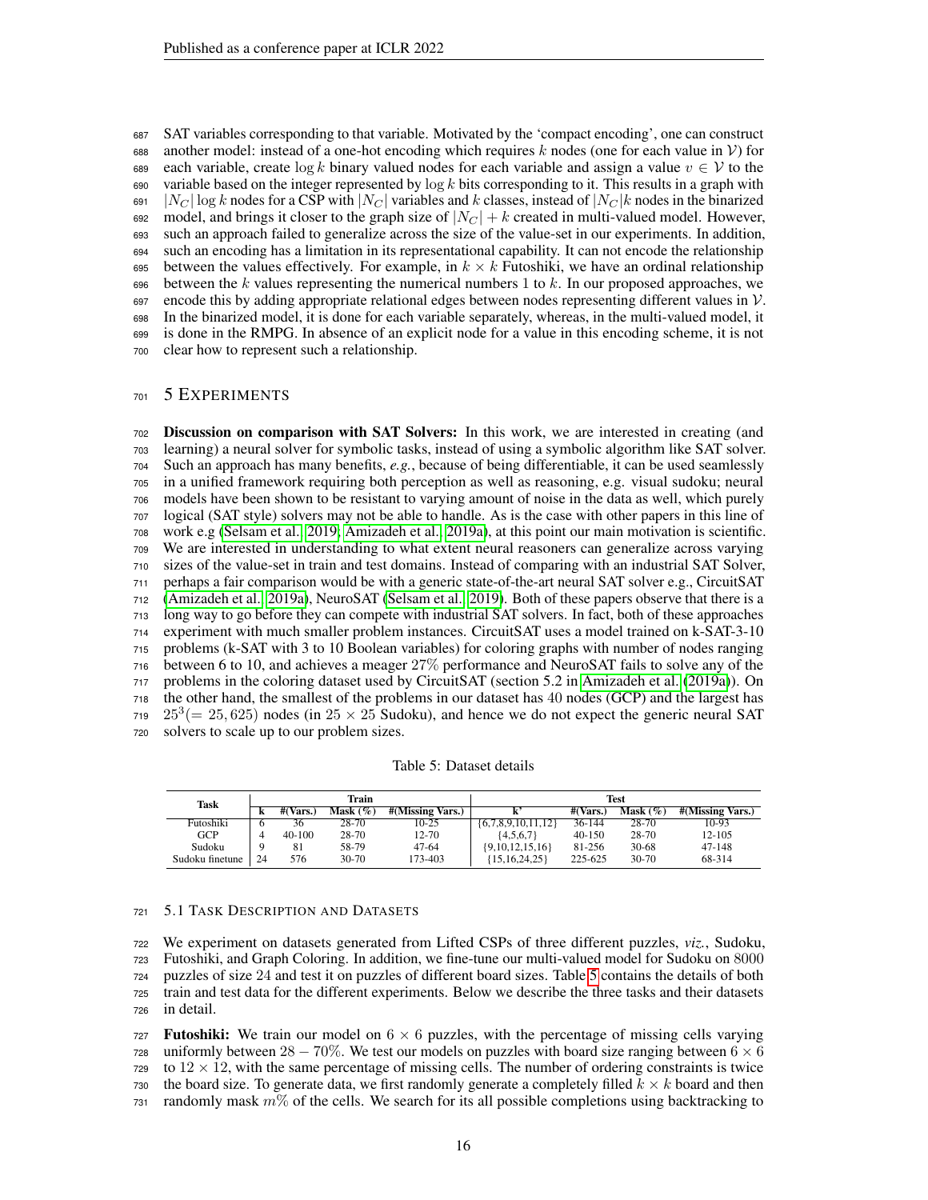SAT variables corresponding to that variable. Motivated by the 'compact encoding', one can construct another model: instead of a one-hot encoding which requires $k$ nodes (one for each value in $\mathcal{V}$) for each variable, create $\log k$ binary valued nodes for each variable and assign a value $v \in \mathcal{V}$ to the variable based on the integer represented by $\log k$ bits corresponding to it. This results in a graph with $|N_C| \log k$ nodes for a CSP with $|N_C|$ variables and $k$ classes, instead of $|N_C|k$ nodes in the binarized model, and brings it closer to the graph size of $|N_C| + k$ created in multi-valued model. However, such an approach failed to generalize across the size of the value-set in our experiments. In addition, such an encoding has a limitation in its representational capability. It can not encode the relationship between the values effectively. For example, in $k \times k$ Futoshiki, we have an ordinal relationship between the $k$ values representing the numerical numbers 1 to $k$. In our proposed approaches, we encode this by adding appropriate relational edges between nodes representing different values in $\mathcal{V}$. In the binarized model, it is done for each variable separately, whereas, in the multi-valued model, it is done in the RMPG. In absence of an explicit node for a value in this encoding scheme, it is not clear how to represent such a relationship.

# 5 Experiments

**Discussion on comparison with SAT Solvers:** In this work, we are interested in creating (and learning) a neural solver for symbolic tasks, instead of using a symbolic algorithm like SAT solver. Such an approach has many benefits, *e.g.*, because of being differentiable, it can be used seamlessly in a unified framework requiring both perception as well as reasoning, e.g. visual sudoku; neural models have been shown to be resistant to varying amount of noise in the data as well, which purely logical (SAT style) solvers may not be able to handle. As is the case with other papers in this line of work e.g (Selsam et al., 2019; Amizadeh et al., 2019a), at this point our main motivation is scientific. We are interested in understanding to what extent neural reasoners can generalize across varying sizes of the value-set in train and test domains. Instead of comparing with an industrial SAT Solver, perhaps a fair comparison would be with a generic state-of-the-art neural SAT solver e.g., CircuitSAT (Amizadeh et al., 2019a), NeuroSAT (Selsam et al., 2019). Both of these papers observe that there is a long way to go before they can compete with industrial SAT solvers. In fact, both of these approaches experiment with much smaller problem instances. CircuitSAT uses a model trained on k-SAT-3-10 problems (k-SAT with 3 to 10 Boolean variables) for coloring graphs with number of nodes ranging between 6 to 10, and achieves a meager 27% performance and NeuroSAT fails to solve any of the problems in the coloring dataset used by CircuitSAT (section 5.2 in Amizadeh et al. (2019a)). On the other hand, the smallest of the problems in our dataset has 40 nodes (GCP) and the largest has $25^3 (= 25,625)$ nodes (in $25 \times 25$ Sudoku), and hence we do not expect the generic neural SAT solvers to scale up to our problem sizes.

Table 5: Dataset details

| Task | Train | | | | Test | | | |
|---|---|---|---|---|---|---|---|---|
| | k | #(Vars.) | Mask (%) | #(Missing Vars.) | k' | #(Vars.) | Mask (%) | #(Missing Vars.) |
| Futoshiki | 6 | 36 | 28-70 | 10-25 | {6,7,8,9,10,11,12} | 36-144 | 28-70 | 10-93 |
| GCP | 4 | 40-100 | 28-70 | 12-70 | {4,5,6,7} | 40-150 | 28-70 | 12-105 |
| Sudoku | 9 | 81 | 58-79 | 47-64 | {9,10,12,15,16} | 81-256 | 30-68 | 47-148 |
| Sudoku finetune | 24 | 576 | 30-70 | 173-403 | {15,16,24,25} | 225-625 | 30-70 | 68-314 |

## 5.1 Task Description and Datasets

We experiment on datasets generated from Lifted CSPs of three different puzzles, *viz.*, Sudoku, Futoshiki, and Graph Coloring. In addition, we fine-tune our multi-valued model for Sudoku on 8000 puzzles of size 24 and test it on puzzles of different board sizes. Table 5 contains the details of both train and test data for the different experiments. Below we describe the three tasks and their datasets in detail.

**Futoshiki:** We train our model on $6 \times 6$ puzzles, with the percentage of missing cells varying uniformly between $28 - 70\%$. We test our models on puzzles with board size ranging between $6 \times 6$ to $12 \times 12$, with the same percentage of missing cells. The number of ordering constraints is twice the board size. To generate data, we first randomly generate a completely filled $k \times k$ board and then randomly mask $m\%$ of the cells. We search for its all possible completions using backtracking to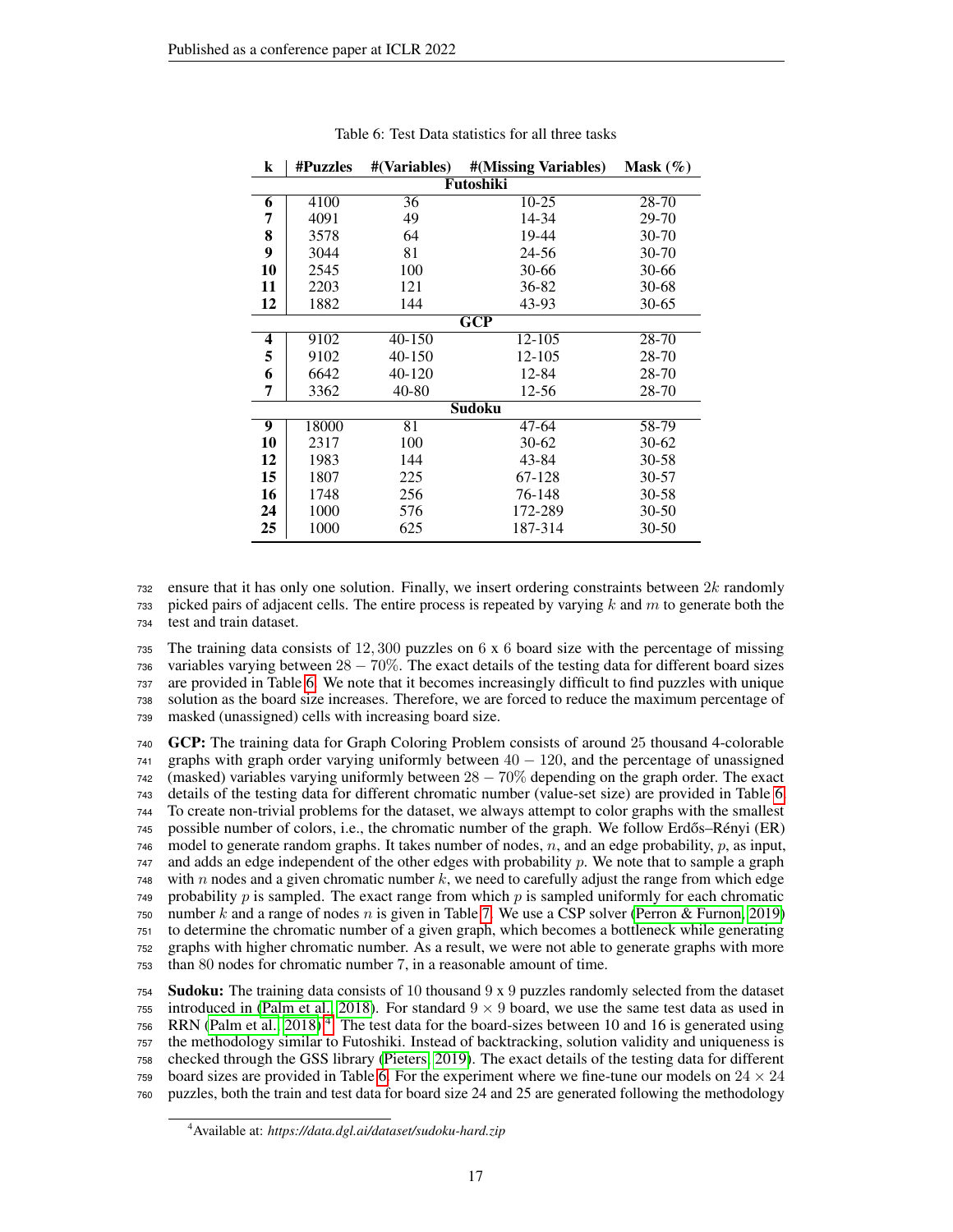Table 6: Test Data statistics for all three tasks

| k | #Puzzles | #(Variables) | #(Missing Variables) | Mask (%) |
|---|---|---|---|---|
| **Futoshiki** | | | | |
| **6** | 4100 | 36 | 10-25 | 28-70 |
| **7** | 4091 | 49 | 14-34 | 29-70 |
| **8** | 3578 | 64 | 19-44 | 30-70 |
| **9** | 3044 | 81 | 24-56 | 30-70 |
| **10** | 2545 | 100 | 30-66 | 30-66 |
| **11** | 2203 | 121 | 36-82 | 30-68 |
| **12** | 1882 | 144 | 43-93 | 30-65 |
| **GCP** | | | | |
| **4** | 9102 | 40-150 | 12-105 | 28-70 |
| **5** | 9102 | 40-150 | 12-105 | 28-70 |
| **6** | 6642 | 40-120 | 12-84 | 28-70 |
| **7** | 3362 | 40-80 | 12-56 | 28-70 |
| **Sudoku** | | | | |
| **9** | 18000 | 81 | 47-64 | 58-79 |
| **10** | 2317 | 100 | 30-62 | 30-62 |
| **12** | 1983 | 144 | 43-84 | 30-58 |
| **15** | 1807 | 225 | 67-128 | 30-57 |
| **16** | 1748 | 256 | 76-148 | 30-58 |
| **24** | 1000 | 576 | 172-289 | 30-50 |
| **25** | 1000 | 625 | 187-314 | 30-50 |

ensure that it has only one solution. Finally, we insert ordering constraints between $2k$ randomly picked pairs of adjacent cells. The entire process is repeated by varying $k$ and $m$ to generate both the test and train dataset.

The training data consists of $12,300$ puzzles on 6 x 6 board size with the percentage of missing variables varying between $28-70\%$. The exact details of the testing data for different board sizes are provided in Table 6. We note that it becomes increasingly difficult to find puzzles with unique solution as the board size increases. Therefore, we are forced to reduce the maximum percentage of masked (unassigned) cells with increasing board size.

**GCP:** The training data for Graph Coloring Problem consists of around $25$ thousand 4-colorable graphs with graph order varying uniformly between $40-120$, and the percentage of unassigned (masked) variables varying uniformly between $28-70\%$ depending on the graph order. The exact details of the testing data for different chromatic number (value-set size) are provided in Table 6. To create non-trivial problems for the dataset, we always attempt to color graphs with the smallest possible number of colors, i.e., the chromatic number of the graph. We follow Erdős–Rényi (ER) model to generate random graphs. It takes number of nodes, $n$, and an edge probability, $p$, as input, and adds an edge independent of the other edges with probability $p$. We note that to sample a graph with $n$ nodes and a given chromatic number $k$, we need to carefully adjust the range from which edge probability $p$ is sampled. The exact range from which $p$ is sampled uniformly for each chromatic number $k$ and a range of nodes $n$ is given in Table 7. We use a CSP solver (Perron & Furnon, 2019) to determine the chromatic number of a given graph, which becomes a bottleneck while generating graphs with higher chromatic number. As a result, we were not able to generate graphs with more than $80$ nodes for chromatic number 7, in a reasonable amount of time.

**Sudoku:** The training data consists of 10 thousand 9 x 9 puzzles randomly selected from the dataset introduced in (Palm et al., 2018). For standard $9 \times 9$ board, we use the same test data as used in RRN (Palm et al., 2018)[4]. The test data for the board-sizes between 10 and 16 is generated using the methodology similar to Futoshiki. Instead of backtracking, solution validity and uniqueness is checked through the GSS library (Pieters, 2019). The exact details of the testing data for different board sizes are provided in Table 6. For the experiment where we fine-tune our models on $24 \times 24$ puzzles, both the train and test data for board size 24 and 25 are generated following the methodology

[4]Available at: *https://data.dgl.ai/dataset/sudoku-hard.zip*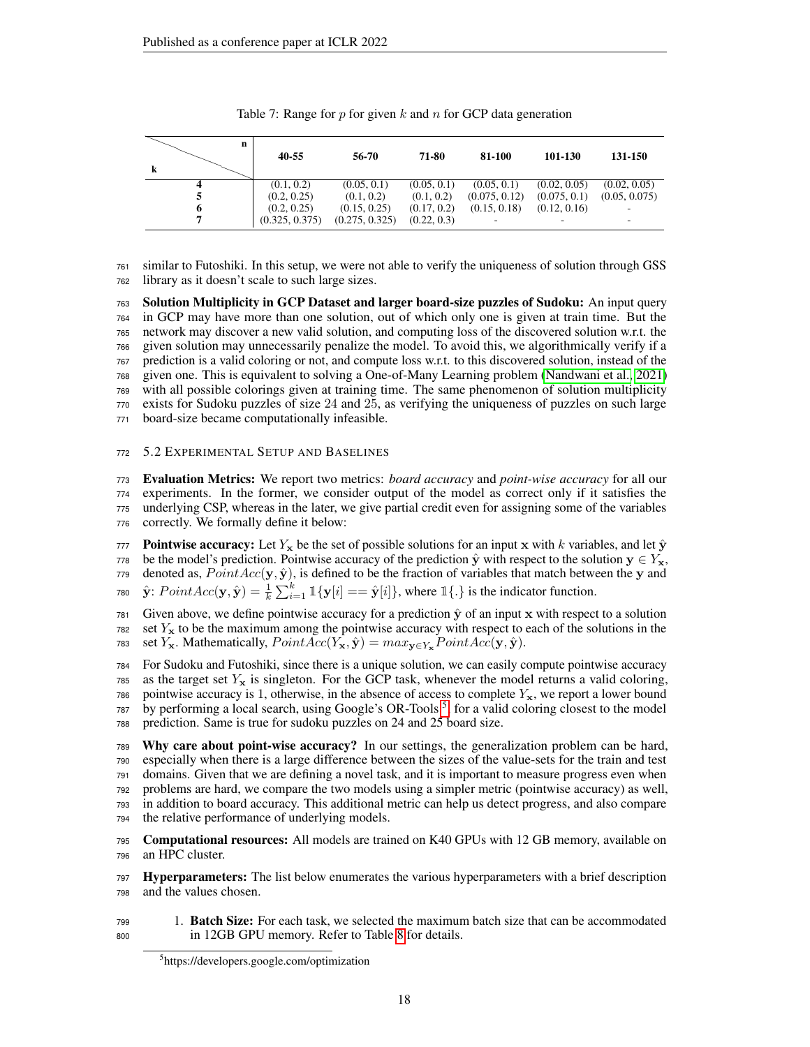Table 7: Range for $p$ for given $k$ and $n$ for GCP data generation

| k \ n | 40-55 | 56-70 | 71-80 | 81-100 | 101-130 | 131-150 |
|---|---|---|---|---|---|---|
| **4** | (0.1, 0.2) | (0.05, 0.1) | (0.05, 0.1) | (0.05, 0.1) | (0.02, 0.05) | (0.02, 0.05) |
| **5** | (0.2, 0.25) | (0.1, 0.2) | (0.1, 0.2) | (0.075, 0.12) | (0.075, 0.1) | (0.05, 0.075) |
| **6** | (0.2, 0.25) | (0.15, 0.25) | (0.17, 0.2) | (0.15, 0.18) | (0.12, 0.16) | - |
| **7** | (0.325, 0.375) | (0.275, 0.325) | (0.22, 0.3) | - | - | - |

similar to Futoshiki. In this setup, we were not able to verify the uniqueness of solution through GSS library as it doesn't scale to such large sizes.

**Solution Multiplicity in GCP Dataset and larger board-size puzzles of Sudoku:** An input query in GCP may have more than one solution, out of which only one is given at train time. But the network may discover a new valid solution, and computing loss of the discovered solution w.r.t. the given solution may unnecessarily penalize the model. To avoid this, we algorithmically verify if a prediction is a valid coloring or not, and compute loss w.r.t. to this discovered solution, instead of the given one. This is equivalent to solving a One-of-Many Learning problem (Nandwani et al., 2021) with all possible colorings given at training time. The same phenomenon of solution multiplicity exists for Sudoku puzzles of size 24 and 25, as verifying the uniqueness of puzzles on such large board-size became computationally infeasible.

### 5.2 Experimental Setup and Baselines

**Evaluation Metrics:** We report two metrics: *board accuracy* and *point-wise accuracy* for all our experiments. In the former, we consider output of the model as correct only if it satisfies the underlying CSP, whereas in the later, we give partial credit even for assigning some of the variables correctly. We formally define it below:

**Pointwise accuracy:** Let $Y_{\mathbf{x}}$ be the set of possible solutions for an input $\mathbf{x}$ with $k$ variables, and let $\hat{\mathbf{y}}$ be the model's prediction. Pointwise accuracy of the prediction $\hat{\mathbf{y}}$ with respect to the solution $\mathbf{y} \in Y_{\mathbf{x}}$, denoted as, $PointAcc(\mathbf{y}, \hat{\mathbf{y}})$, is defined to be the fraction of variables that match between the $\mathbf{y}$ and $\hat{\mathbf{y}}$: $PointAcc(\mathbf{y}, \hat{\mathbf{y}}) = \frac{1}{k}\sum_{i=1}^{k} \mathbb{1}\{\mathbf{y}[i] == \hat{\mathbf{y}}[i]\}$, where $\mathbb{1}\{.\}$ is the indicator function.

Given above, we define pointwise accuracy for a prediction $\hat{\mathbf{y}}$ of an input $\mathbf{x}$ with respect to a solution set $Y_{\mathbf{x}}$ to be the maximum among the pointwise accuracy with respect to each of the solutions in the set $Y_{\mathbf{x}}$. Mathematically, $PointAcc(Y_{\mathbf{x}}, \hat{\mathbf{y}}) = max_{\mathbf{y} \in Y_{\mathbf{x}}} PointAcc(\mathbf{y}, \hat{\mathbf{y}})$.

For Sudoku and Futoshiki, since there is a unique solution, we can easily compute pointwise accuracy as the target set $Y_{\mathbf{x}}$ is singleton. For the GCP task, whenever the model returns a valid coloring, pointwise accuracy is 1, otherwise, in the absence of access to complete $Y_{\mathbf{x}}$, we report a lower bound by performing a local search, using Google's OR-Tools[5], for a valid coloring closest to the model prediction. Same is true for sudoku puzzles on 24 and 25 board size.

**Why care about point-wise accuracy?** In our settings, the generalization problem can be hard, especially when there is a large difference between the sizes of the value-sets for the train and test domains. Given that we are defining a novel task, and it is important to measure progress even when problems are hard, we compare the two models using a simpler metric (pointwise accuracy) as well, in addition to board accuracy. This additional metric can help us detect progress, and also compare the relative performance of underlying models.

**Computational resources:** All models are trained on K40 GPUs with 12 GB memory, available on an HPC cluster.

**Hyperparameters:** The list below enumerates the various hyperparameters with a brief description and the values chosen.

1. **Batch Size:** For each task, we selected the maximum batch size that can be accommodated in 12GB GPU memory. Refer to Table 8 for details.

[5] https://developers.google.com/optimization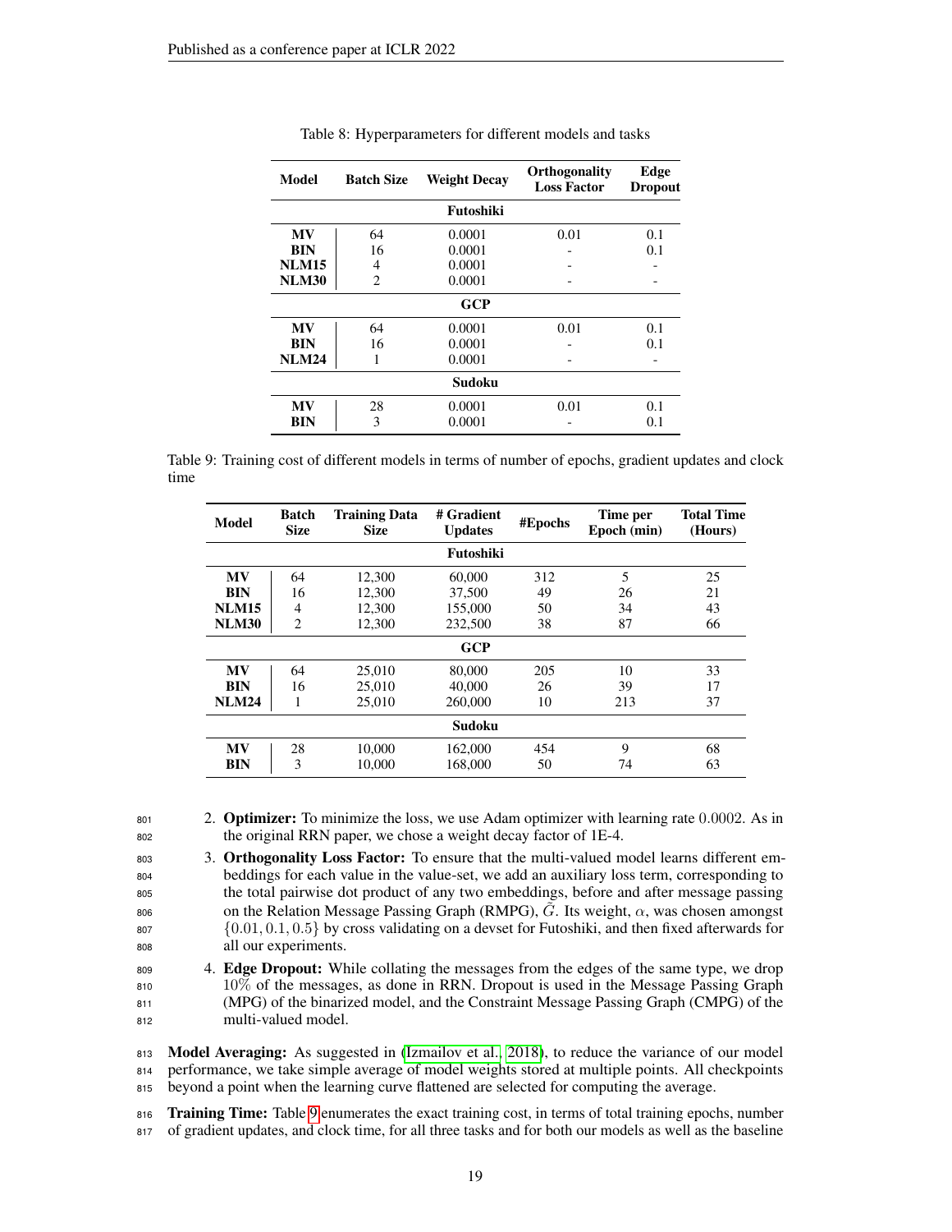Table 8: Hyperparameters for different models and tasks

| Model | Batch Size | Weight Decay | Orthogonality Loss Factor | Edge Dropout |
|---|---|---|---|---|
| | | **Futoshiki** | | |
| **MV** | 64 | 0.0001 | 0.01 | 0.1 |
| **BIN** | 16 | 0.0001 | - | 0.1 |
| **NLM15** | 4 | 0.0001 | - | - |
| **NLM30** | 2 | 0.0001 | - | - |
| | | **GCP** | | |
| **MV** | 64 | 0.0001 | 0.01 | 0.1 |
| **BIN** | 16 | 0.0001 | - | 0.1 |
| **NLM24** | 1 | 0.0001 | - | - |
| | | **Sudoku** | | |
| **MV** | 28 | 0.0001 | 0.01 | 0.1 |
| **BIN** | 3 | 0.0001 | - | 0.1 |

Table 9: Training cost of different models in terms of number of epochs, gradient updates and clock time

| Model | Batch Size | Training Data Size | # Gradient Updates | #Epochs | Time per Epoch (min) | Total Time (Hours) |
|---|---|---|---|---|---|---|
| | | | **Futoshiki** | | | |
| **MV** | 64 | 12,300 | 60,000 | 312 | 5 | 25 |
| **BIN** | 16 | 12,300 | 37,500 | 49 | 26 | 21 |
| **NLM15** | 4 | 12,300 | 155,000 | 50 | 34 | 43 |
| **NLM30** | 2 | 12,300 | 232,500 | 38 | 87 | 66 |
| | | | **GCP** | | | |
| **MV** | 64 | 25,010 | 80,000 | 205 | 10 | 33 |
| **BIN** | 16 | 25,010 | 40,000 | 26 | 39 | 17 |
| **NLM24** | 1 | 25,010 | 260,000 | 10 | 213 | 37 |
| | | | **Sudoku** | | | |
| **MV** | 28 | 10,000 | 162,000 | 454 | 9 | 68 |
| **BIN** | 3 | 10,000 | 168,000 | 50 | 74 | 63 |

2. **Optimizer:** To minimize the loss, we use Adam optimizer with learning rate 0.0002. As in the original RRN paper, we chose a weight decay factor of 1E-4.
3. **Orthogonality Loss Factor:** To ensure that the multi-valued model learns different embeddings for each value in the value-set, we add an auxiliary loss term, corresponding to the total pairwise dot product of any two embeddings, before and after message passing on the Relation Message Passing Graph (RMPG), $\tilde{G}$. Its weight, $\alpha$, was chosen amongst $\{0.01, 0.1, 0.5\}$ by cross validating on a devset for Futoshiki, and then fixed afterwards for all our experiments.
4. **Edge Dropout:** While collating the messages from the edges of the same type, we drop 10% of the messages, as done in RRN. Dropout is used in the Message Passing Graph (MPG) of the binarized model, and the Constraint Message Passing Graph (CMPG) of the multi-valued model.

**Model Averaging:** As suggested in (Izmailov et al., 2018), to reduce the variance of our model performance, we take simple average of model weights stored at multiple points. All checkpoints beyond a point when the learning curve flattened are selected for computing the average.

**Training Time:** Table 9 enumerates the exact training cost, in terms of total training epochs, number of gradient updates, and clock time, for all three tasks and for both our models as well as the baseline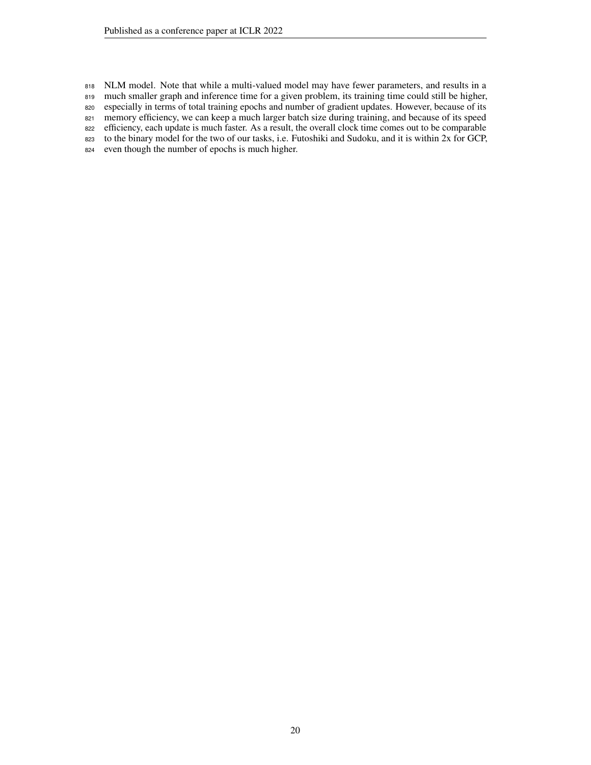NLM model. Note that while a multi-valued model may have fewer parameters, and results in a much smaller graph and inference time for a given problem, its training time could still be higher, especially in terms of total training epochs and number of gradient updates. However, because of its memory efficiency, we can keep a much larger batch size during training, and because of its speed efficiency, each update is much faster. As a result, the overall clock time comes out to be comparable to the binary model for the two of our tasks, i.e. Futoshiki and Sudoku, and it is within 2x for GCP, even though the number of epochs is much higher.